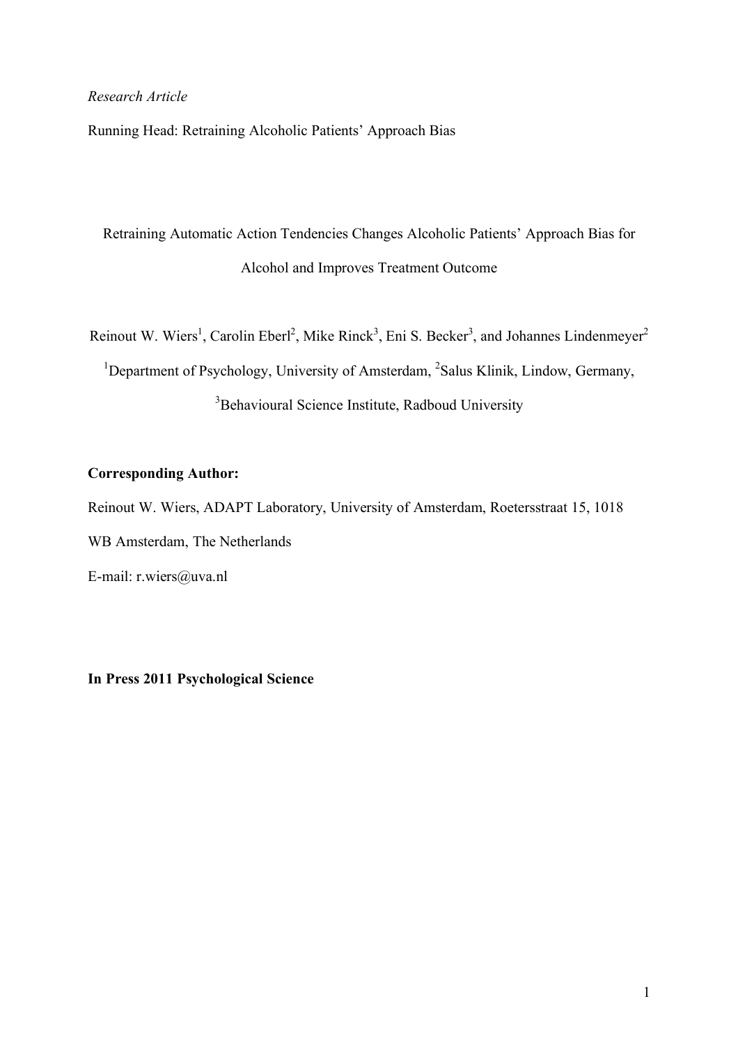*Research Article*

Running Head: Retraining Alcoholic Patients' Approach Bias

# Retraining Automatic Action Tendencies Changes Alcoholic Patients' Approach Bias for Alcohol and Improves Treatment Outcome

Reinout W. Wiers[1], Carolin Eberl[2], Mike Rinck[3], Eni S. Becker[3], and Johannes Lindenmeyer[2]

[1]Department of Psychology, University of Amsterdam, [2]Salus Klinik, Lindow, Germany, [3]Behavioural Science Institute, Radboud University

**Corresponding Author:**

Reinout W. Wiers, ADAPT Laboratory, University of Amsterdam, Roetersstraat 15, 1018 WB Amsterdam, The Netherlands

E-mail: r.wiers@uva.nl

**In Press 2011 Psychological Science**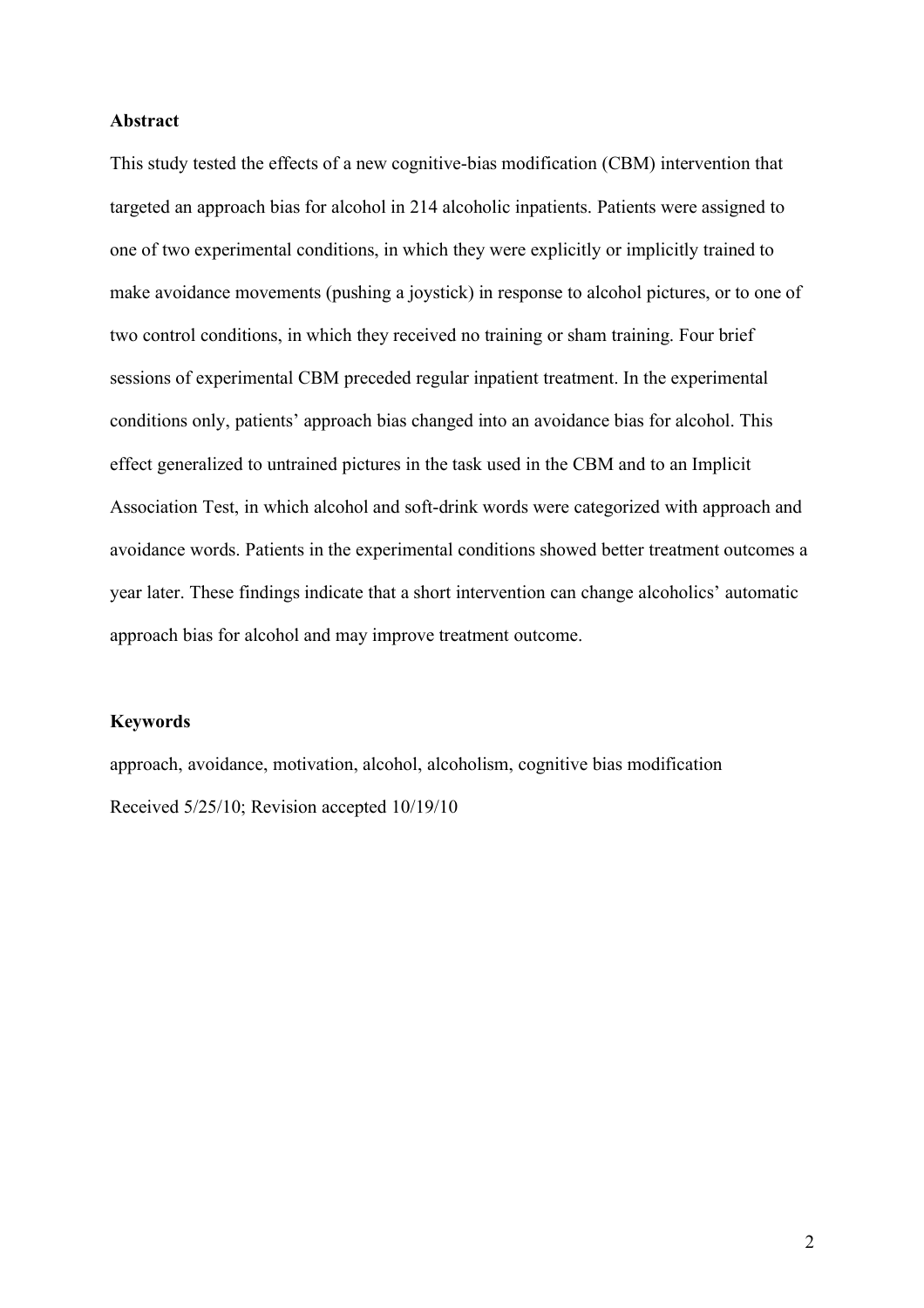## Abstract

This study tested the effects of a new cognitive-bias modification (CBM) intervention that targeted an approach bias for alcohol in 214 alcoholic inpatients. Patients were assigned to one of two experimental conditions, in which they were explicitly or implicitly trained to make avoidance movements (pushing a joystick) in response to alcohol pictures, or to one of two control conditions, in which they received no training or sham training. Four brief sessions of experimental CBM preceded regular inpatient treatment. In the experimental conditions only, patients' approach bias changed into an avoidance bias for alcohol. This effect generalized to untrained pictures in the task used in the CBM and to an Implicit Association Test, in which alcohol and soft-drink words were categorized with approach and avoidance words. Patients in the experimental conditions showed better treatment outcomes a year later. These findings indicate that a short intervention can change alcoholics' automatic approach bias for alcohol and may improve treatment outcome.

## Keywords

approach, avoidance, motivation, alcohol, alcoholism, cognitive bias modification

Received 5/25/10; Revision accepted 10/19/10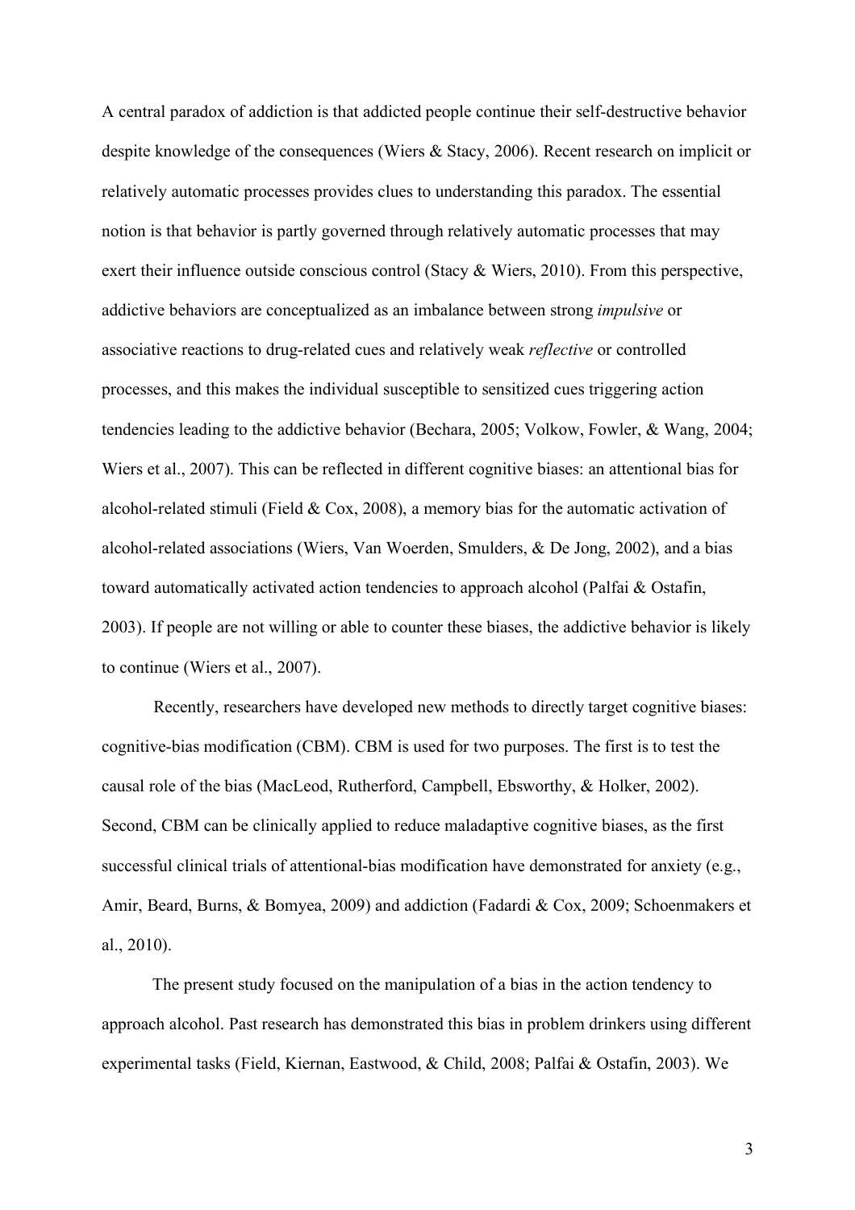A central paradox of addiction is that addicted people continue their self-destructive behavior despite knowledge of the consequences (Wiers & Stacy, 2006). Recent research on implicit or relatively automatic processes provides clues to understanding this paradox. The essential notion is that behavior is partly governed through relatively automatic processes that may exert their influence outside conscious control (Stacy & Wiers, 2010). From this perspective, addictive behaviors are conceptualized as an imbalance between strong *impulsive* or associative reactions to drug-related cues and relatively weak *reflective* or controlled processes, and this makes the individual susceptible to sensitized cues triggering action tendencies leading to the addictive behavior (Bechara, 2005; Volkow, Fowler, & Wang, 2004; Wiers et al., 2007). This can be reflected in different cognitive biases: an attentional bias for alcohol-related stimuli (Field & Cox, 2008), a memory bias for the automatic activation of alcohol-related associations (Wiers, Van Woerden, Smulders, & De Jong, 2002), and a bias toward automatically activated action tendencies to approach alcohol (Palfai & Ostafin, 2003). If people are not willing or able to counter these biases, the addictive behavior is likely to continue (Wiers et al., 2007).

Recently, researchers have developed new methods to directly target cognitive biases: cognitive-bias modification (CBM). CBM is used for two purposes. The first is to test the causal role of the bias (MacLeod, Rutherford, Campbell, Ebsworthy, & Holker, 2002). Second, CBM can be clinically applied to reduce maladaptive cognitive biases, as the first successful clinical trials of attentional-bias modification have demonstrated for anxiety (e.g., Amir, Beard, Burns, & Bomyea, 2009) and addiction (Fadardi & Cox, 2009; Schoenmakers et al., 2010).

The present study focused on the manipulation of a bias in the action tendency to approach alcohol. Past research has demonstrated this bias in problem drinkers using different experimental tasks (Field, Kiernan, Eastwood, & Child, 2008; Palfai & Ostafin, 2003). We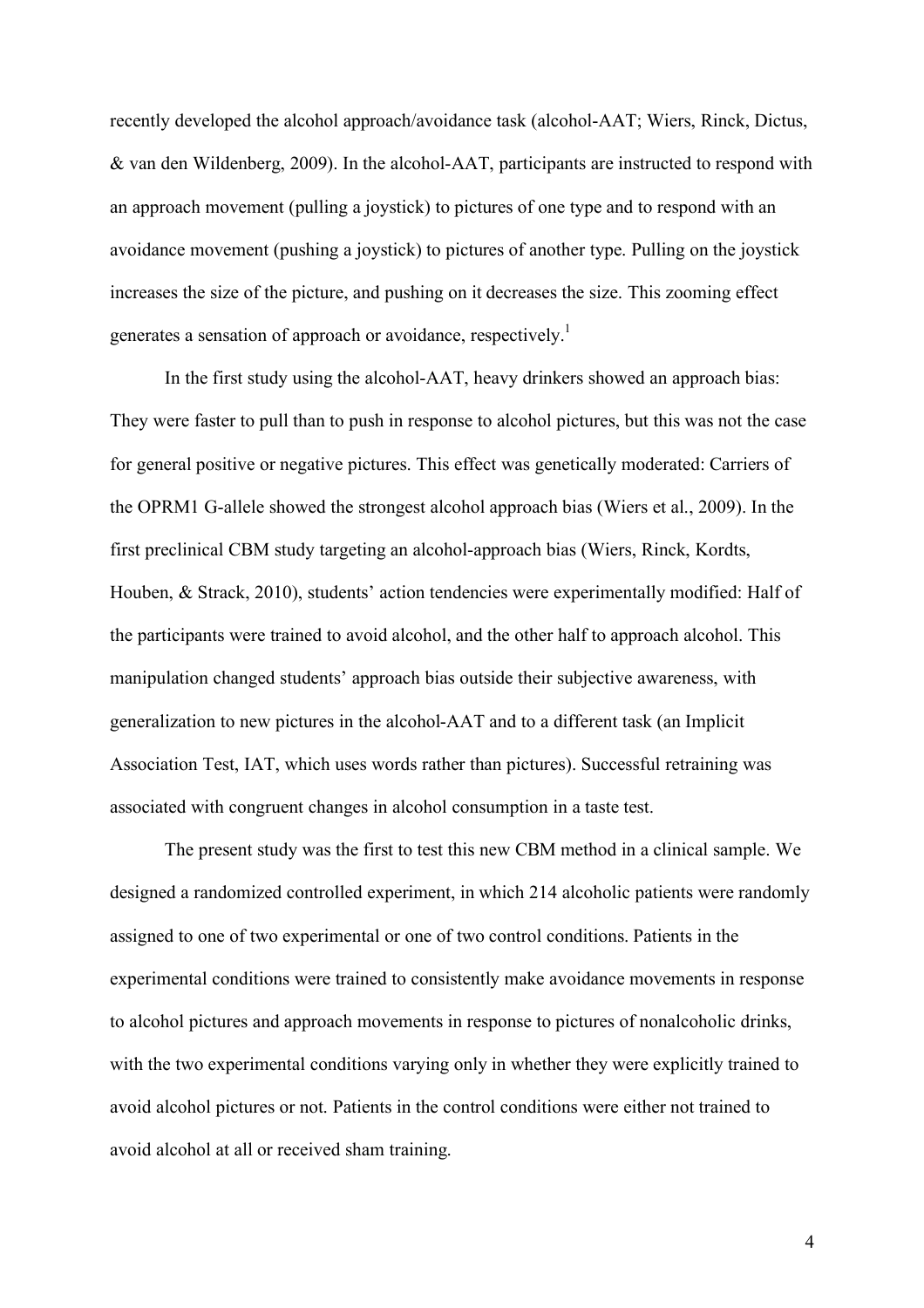recently developed the alcohol approach/avoidance task (alcohol-AAT; Wiers, Rinck, Dictus, & van den Wildenberg, 2009). In the alcohol-AAT, participants are instructed to respond with an approach movement (pulling a joystick) to pictures of one type and to respond with an avoidance movement (pushing a joystick) to pictures of another type. Pulling on the joystick increases the size of the picture, and pushing on it decreases the size. This zooming effect generates a sensation of approach or avoidance, respectively.[1]

In the first study using the alcohol-AAT, heavy drinkers showed an approach bias: They were faster to pull than to push in response to alcohol pictures, but this was not the case for general positive or negative pictures. This effect was genetically moderated: Carriers of the OPRM1 G-allele showed the strongest alcohol approach bias (Wiers et al., 2009). In the first preclinical CBM study targeting an alcohol-approach bias (Wiers, Rinck, Kordts, Houben, & Strack, 2010), students' action tendencies were experimentally modified: Half of the participants were trained to avoid alcohol, and the other half to approach alcohol. This manipulation changed students' approach bias outside their subjective awareness, with generalization to new pictures in the alcohol-AAT and to a different task (an Implicit Association Test, IAT, which uses words rather than pictures). Successful retraining was associated with congruent changes in alcohol consumption in a taste test.

The present study was the first to test this new CBM method in a clinical sample. We designed a randomized controlled experiment, in which 214 alcoholic patients were randomly assigned to one of two experimental or one of two control conditions. Patients in the experimental conditions were trained to consistently make avoidance movements in response to alcohol pictures and approach movements in response to pictures of nonalcoholic drinks, with the two experimental conditions varying only in whether they were explicitly trained to avoid alcohol pictures or not. Patients in the control conditions were either not trained to avoid alcohol at all or received sham training.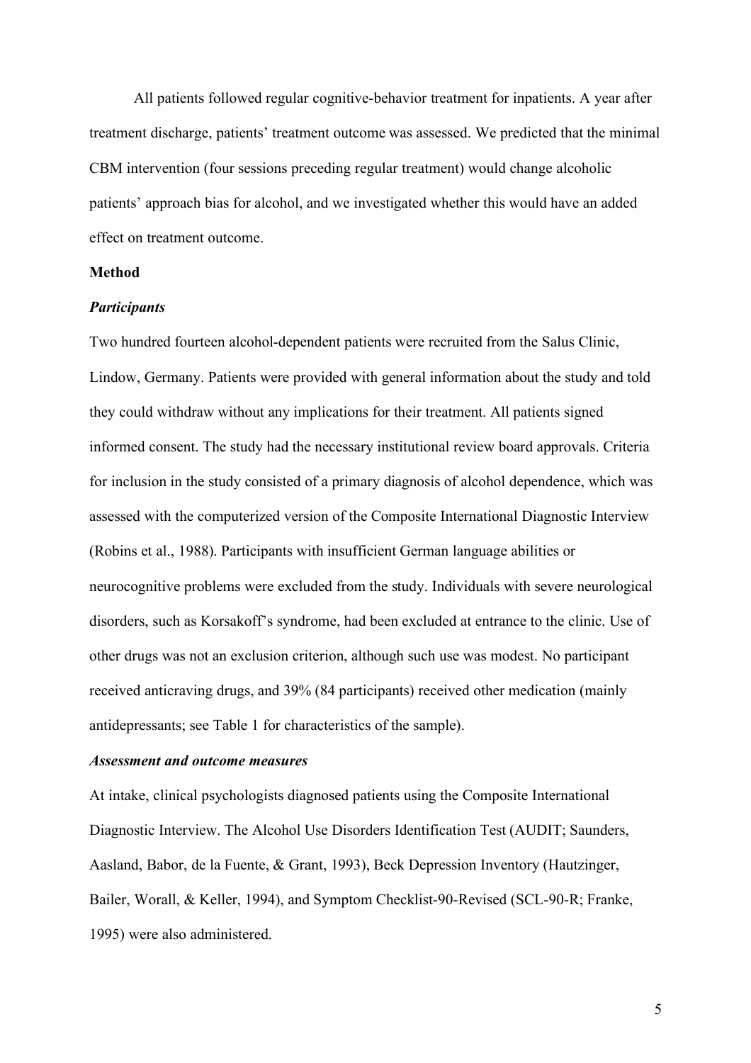All patients followed regular cognitive-behavior treatment for inpatients. A year after treatment discharge, patients' treatment outcome was assessed. We predicted that the minimal CBM intervention (four sessions preceding regular treatment) would change alcoholic patients' approach bias for alcohol, and we investigated whether this would have an added effect on treatment outcome.

## Method

### *Participants*

Two hundred fourteen alcohol-dependent patients were recruited from the Salus Clinic, Lindow, Germany. Patients were provided with general information about the study and told they could withdraw without any implications for their treatment. All patients signed informed consent. The study had the necessary institutional review board approvals. Criteria for inclusion in the study consisted of a primary diagnosis of alcohol dependence, which was assessed with the computerized version of the Composite International Diagnostic Interview (Robins et al., 1988). Participants with insufficient German language abilities or neurocognitive problems were excluded from the study. Individuals with severe neurological disorders, such as Korsakoff's syndrome, had been excluded at entrance to the clinic. Use of other drugs was not an exclusion criterion, although such use was modest. No participant received anticraving drugs, and 39% (84 participants) received other medication (mainly antidepressants; see Table 1 for characteristics of the sample).

### *Assessment and outcome measures*

At intake, clinical psychologists diagnosed patients using the Composite International Diagnostic Interview. The Alcohol Use Disorders Identification Test (AUDIT; Saunders, Aasland, Babor, de la Fuente, & Grant, 1993), Beck Depression Inventory (Hautzinger, Bailer, Worall, & Keller, 1994), and Symptom Checklist-90-Revised (SCL-90-R; Franke, 1995) were also administered.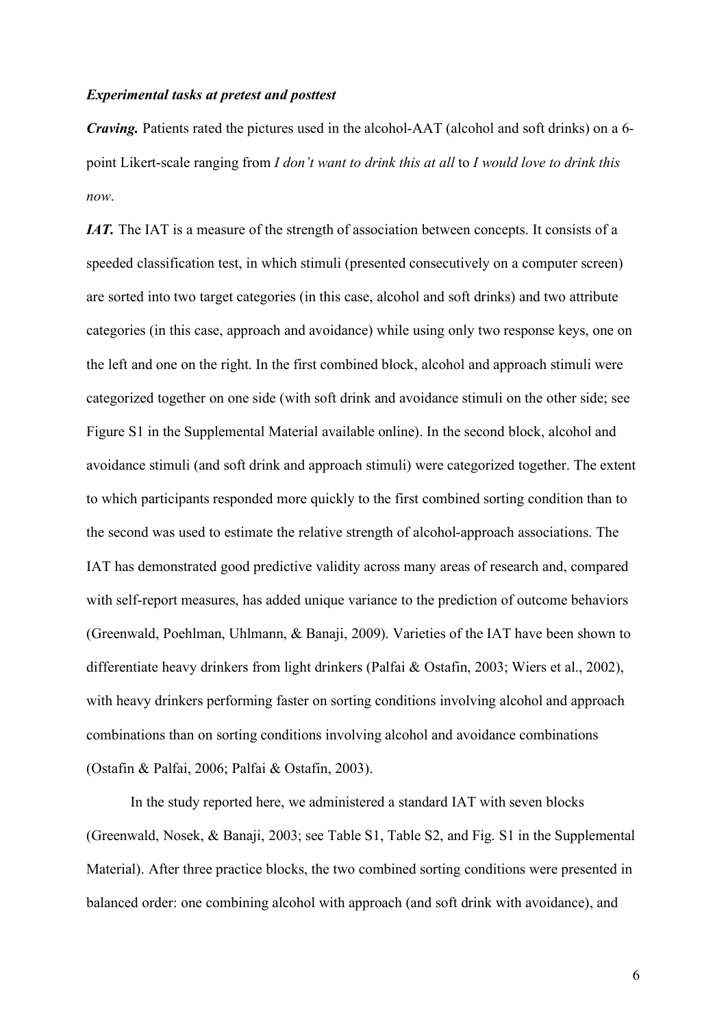***Experimental tasks at pretest and posttest***

***Craving.*** Patients rated the pictures used in the alcohol-AAT (alcohol and soft drinks) on a 6-point Likert-scale ranging from *I don't want to drink this at all* to *I would love to drink this now*.

***IAT.*** The IAT is a measure of the strength of association between concepts. It consists of a speeded classification test, in which stimuli (presented consecutively on a computer screen) are sorted into two target categories (in this case, alcohol and soft drinks) and two attribute categories (in this case, approach and avoidance) while using only two response keys, one on the left and one on the right. In the first combined block, alcohol and approach stimuli were categorized together on one side (with soft drink and avoidance stimuli on the other side; see Figure S1 in the Supplemental Material available online). In the second block, alcohol and avoidance stimuli (and soft drink and approach stimuli) were categorized together. The extent to which participants responded more quickly to the first combined sorting condition than to the second was used to estimate the relative strength of alcohol-approach associations. The IAT has demonstrated good predictive validity across many areas of research and, compared with self-report measures, has added unique variance to the prediction of outcome behaviors (Greenwald, Poehlman, Uhlmann, & Banaji, 2009). Varieties of the IAT have been shown to differentiate heavy drinkers from light drinkers (Palfai & Ostafin, 2003; Wiers et al., 2002), with heavy drinkers performing faster on sorting conditions involving alcohol and approach combinations than on sorting conditions involving alcohol and avoidance combinations (Ostafin & Palfai, 2006; Palfai & Ostafin, 2003).

In the study reported here, we administered a standard IAT with seven blocks (Greenwald, Nosek, & Banaji, 2003; see Table S1, Table S2, and Fig. S1 in the Supplemental Material). After three practice blocks, the two combined sorting conditions were presented in balanced order: one combining alcohol with approach (and soft drink with avoidance), and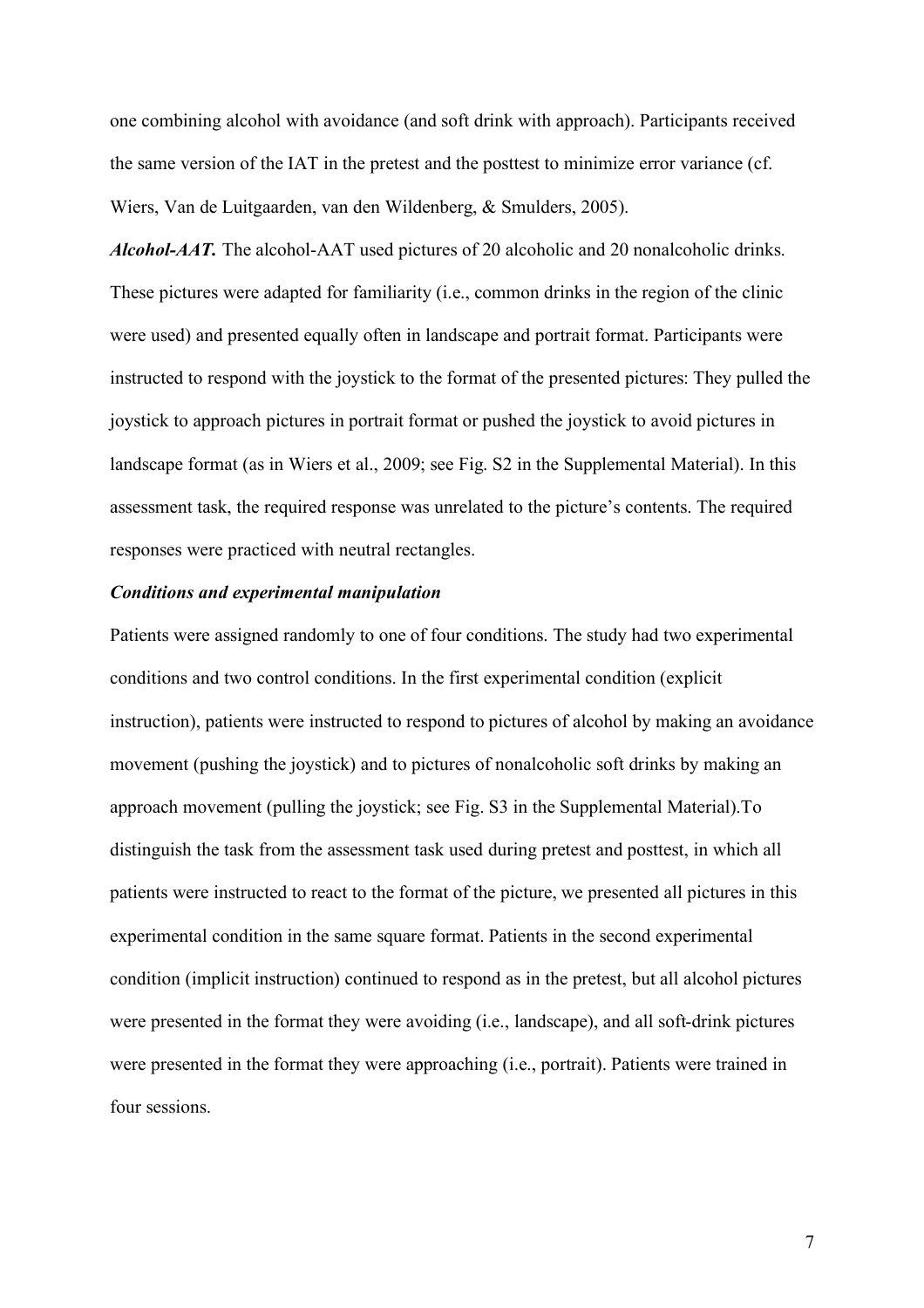one combining alcohol with avoidance (and soft drink with approach). Participants received the same version of the IAT in the pretest and the posttest to minimize error variance (cf. Wiers, Van de Luitgaarden, van den Wildenberg, & Smulders, 2005).

***Alcohol-AAT.*** The alcohol-AAT used pictures of 20 alcoholic and 20 nonalcoholic drinks. These pictures were adapted for familiarity (i.e., common drinks in the region of the clinic were used) and presented equally often in landscape and portrait format. Participants were instructed to respond with the joystick to the format of the presented pictures: They pulled the joystick to approach pictures in portrait format or pushed the joystick to avoid pictures in landscape format (as in Wiers et al., 2009; see Fig. S2 in the Supplemental Material). In this assessment task, the required response was unrelated to the picture's contents. The required responses were practiced with neutral rectangles.

***Conditions and experimental manipulation***

Patients were assigned randomly to one of four conditions. The study had two experimental conditions and two control conditions. In the first experimental condition (explicit instruction), patients were instructed to respond to pictures of alcohol by making an avoidance movement (pushing the joystick) and to pictures of nonalcoholic soft drinks by making an approach movement (pulling the joystick; see Fig. S3 in the Supplemental Material).To distinguish the task from the assessment task used during pretest and posttest, in which all patients were instructed to react to the format of the picture, we presented all pictures in this experimental condition in the same square format. Patients in the second experimental condition (implicit instruction) continued to respond as in the pretest, but all alcohol pictures were presented in the format they were avoiding (i.e., landscape), and all soft-drink pictures were presented in the format they were approaching (i.e., portrait). Patients were trained in four sessions.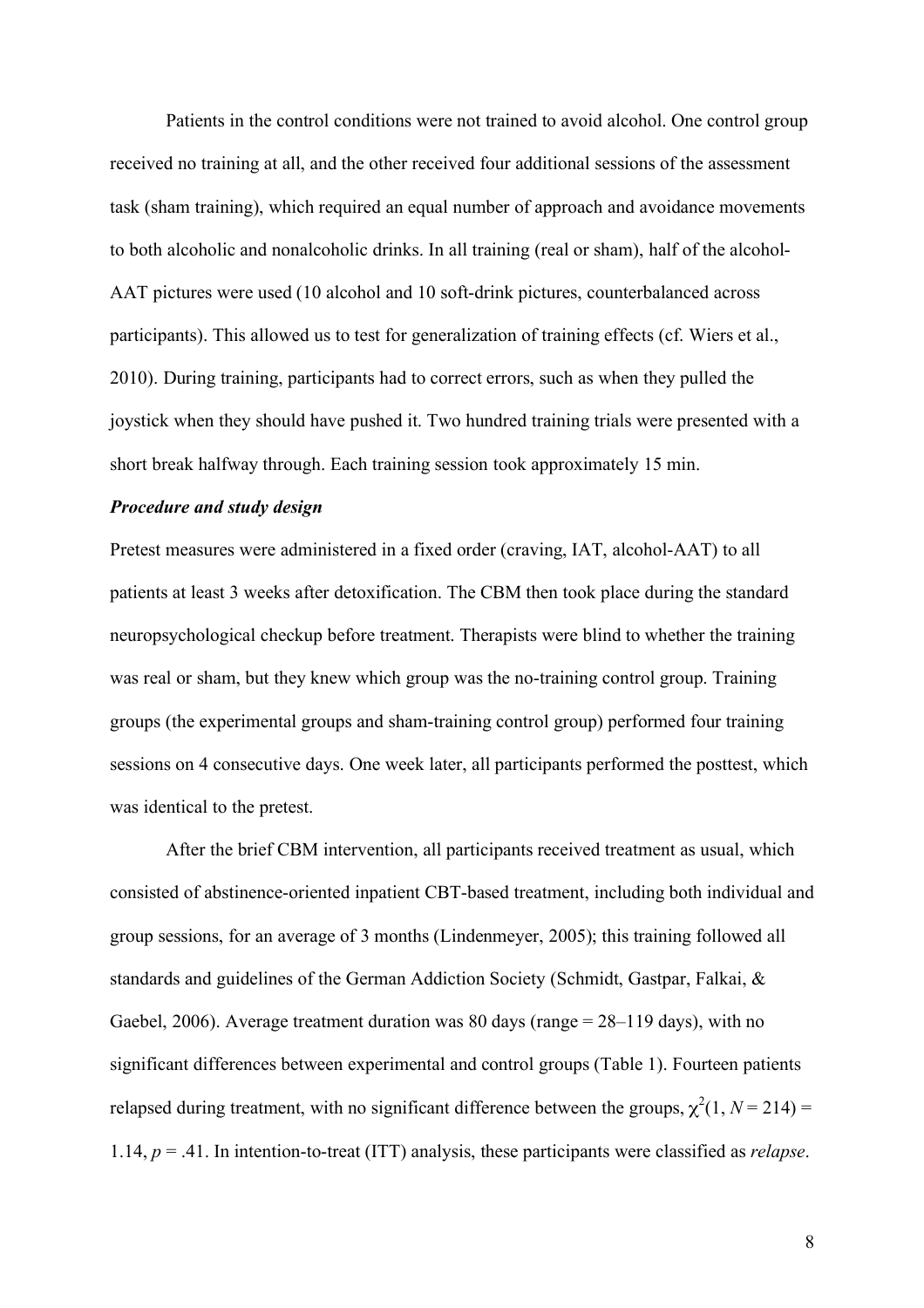Patients in the control conditions were not trained to avoid alcohol. One control group received no training at all, and the other received four additional sessions of the assessment task (sham training), which required an equal number of approach and avoidance movements to both alcoholic and nonalcoholic drinks. In all training (real or sham), half of the alcohol-AAT pictures were used (10 alcohol and 10 soft-drink pictures, counterbalanced across participants). This allowed us to test for generalization of training effects (cf. Wiers et al., 2010). During training, participants had to correct errors, such as when they pulled the joystick when they should have pushed it. Two hundred training trials were presented with a short break halfway through. Each training session took approximately 15 min.

***Procedure and study design***

Pretest measures were administered in a fixed order (craving, IAT, alcohol-AAT) to all patients at least 3 weeks after detoxification. The CBM then took place during the standard neuropsychological checkup before treatment. Therapists were blind to whether the training was real or sham, but they knew which group was the no-training control group. Training groups (the experimental groups and sham-training control group) performed four training sessions on 4 consecutive days. One week later, all participants performed the posttest, which was identical to the pretest.

After the brief CBM intervention, all participants received treatment as usual, which consisted of abstinence-oriented inpatient CBT-based treatment, including both individual and group sessions, for an average of 3 months (Lindenmeyer, 2005); this training followed all standards and guidelines of the German Addiction Society (Schmidt, Gastpar, Falkai, & Gaebel, 2006). Average treatment duration was 80 days (range = 28–119 days), with no significant differences between experimental and control groups (Table 1). Fourteen patients relapsed during treatment, with no significant difference between the groups, $\chi^2(1, N = 214) = 1.14$, $p = .41$. In intention-to-treat (ITT) analysis, these participants were classified as *relapse*.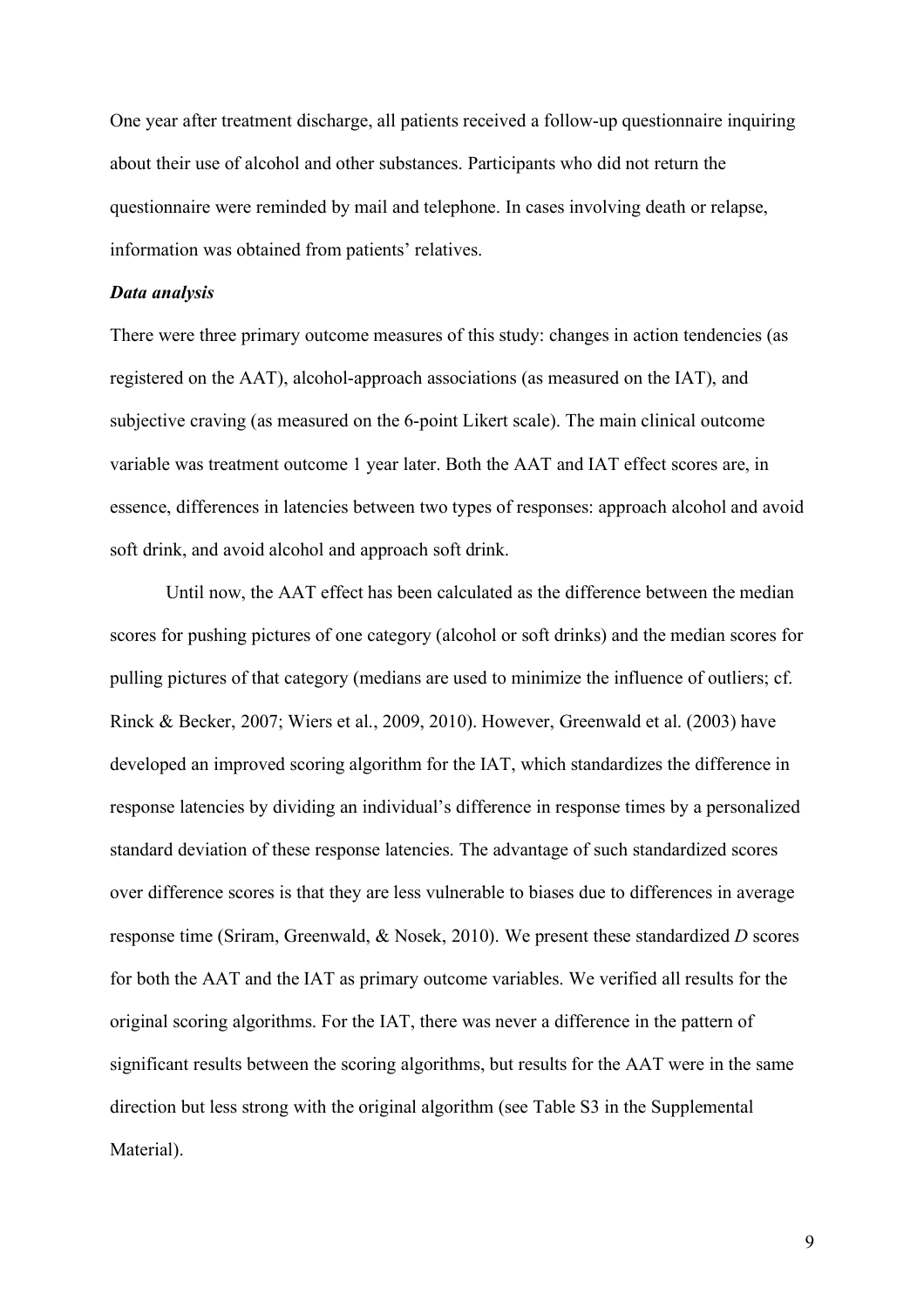One year after treatment discharge, all patients received a follow-up questionnaire inquiring about their use of alcohol and other substances. Participants who did not return the questionnaire were reminded by mail and telephone. In cases involving death or relapse, information was obtained from patients' relatives.

***Data analysis***

There were three primary outcome measures of this study: changes in action tendencies (as registered on the AAT), alcohol-approach associations (as measured on the IAT), and subjective craving (as measured on the 6-point Likert scale). The main clinical outcome variable was treatment outcome 1 year later. Both the AAT and IAT effect scores are, in essence, differences in latencies between two types of responses: approach alcohol and avoid soft drink, and avoid alcohol and approach soft drink.

Until now, the AAT effect has been calculated as the difference between the median scores for pushing pictures of one category (alcohol or soft drinks) and the median scores for pulling pictures of that category (medians are used to minimize the influence of outliers; cf. Rinck & Becker, 2007; Wiers et al., 2009, 2010). However, Greenwald et al. (2003) have developed an improved scoring algorithm for the IAT, which standardizes the difference in response latencies by dividing an individual's difference in response times by a personalized standard deviation of these response latencies. The advantage of such standardized scores over difference scores is that they are less vulnerable to biases due to differences in average response time (Sriram, Greenwald, & Nosek, 2010). We present these standardized *D* scores for both the AAT and the IAT as primary outcome variables. We verified all results for the original scoring algorithms. For the IAT, there was never a difference in the pattern of significant results between the scoring algorithms, but results for the AAT were in the same direction but less strong with the original algorithm (see Table S3 in the Supplemental Material).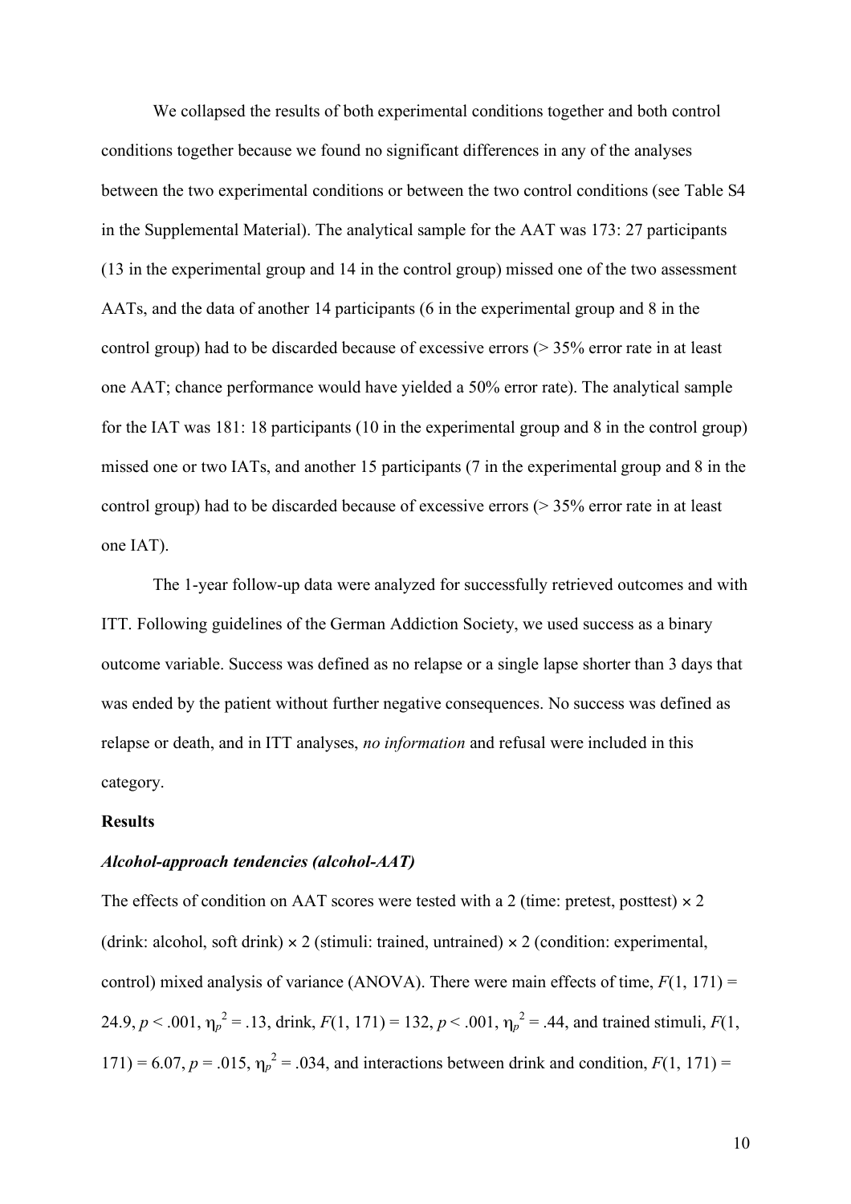We collapsed the results of both experimental conditions together and both control conditions together because we found no significant differences in any of the analyses between the two experimental conditions or between the two control conditions (see Table S4 in the Supplemental Material). The analytical sample for the AAT was 173: 27 participants (13 in the experimental group and 14 in the control group) missed one of the two assessment AATs, and the data of another 14 participants (6 in the experimental group and 8 in the control group) had to be discarded because of excessive errors (> 35% error rate in at least one AAT; chance performance would have yielded a 50% error rate). The analytical sample for the IAT was 181: 18 participants (10 in the experimental group and 8 in the control group) missed one or two IATs, and another 15 participants (7 in the experimental group and 8 in the control group) had to be discarded because of excessive errors (> 35% error rate in at least one IAT).

The 1-year follow-up data were analyzed for successfully retrieved outcomes and with ITT. Following guidelines of the German Addiction Society, we used success as a binary outcome variable. Success was defined as no relapse or a single lapse shorter than 3 days that was ended by the patient without further negative consequences. No success was defined as relapse or death, and in ITT analyses, *no information* and refusal were included in this category.

## Results

### *Alcohol-approach tendencies (alcohol-AAT)*

The effects of condition on AAT scores were tested with a 2 (time: pretest, posttest) × 2 (drink: alcohol, soft drink) × 2 (stimuli: trained, untrained) × 2 (condition: experimental, control) mixed analysis of variance (ANOVA). There were main effects of time, $F(1, 171) = 24.9$, $p < .001$, $\eta_p^2 = .13$, drink, $F(1, 171) = 132$, $p < .001$, $\eta_p^2 = .44$, and trained stimuli, $F(1, 171) = 6.07$, $p = .015$, $\eta_p^2 = .034$, and interactions between drink and condition, $F(1, 171) =$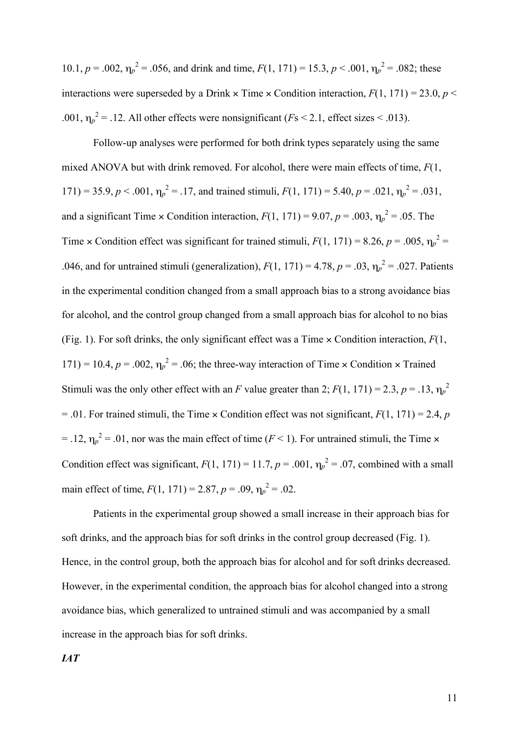10.1, $p = .002$, $\eta_p^2 = .056$, and drink and time, $F(1, 171) = 15.3$, $p < .001$, $\eta_p^2 = .082$; these interactions were superseded by a Drink × Time × Condition interaction, $F(1, 171) = 23.0$, $p < .001$, $\eta_p^2 = .12$. All other effects were nonsignificant ($F$s < 2.1, effect sizes < .013).

Follow-up analyses were performed for both drink types separately using the same mixed ANOVA but with drink removed. For alcohol, there were main effects of time, $F(1, 171) = 35.9$, $p < .001$, $\eta_p^2 = .17$, and trained stimuli, $F(1, 171) = 5.40$, $p = .021$, $\eta_p^2 = .031$, and a significant Time × Condition interaction, $F(1, 171) = 9.07$, $p = .003$, $\eta_p^2 = .05$. The Time × Condition effect was significant for trained stimuli, $F(1, 171) = 8.26$, $p = .005$, $\eta_p^2 = .046$, and for untrained stimuli (generalization), $F(1, 171) = 4.78$, $p = .03$, $\eta_p^2 = .027$. Patients in the experimental condition changed from a small approach bias to a strong avoidance bias for alcohol, and the control group changed from a small approach bias for alcohol to no bias (Fig. 1). For soft drinks, the only significant effect was a Time × Condition interaction, $F(1, 171) = 10.4$, $p = .002$, $\eta_p^2 = .06$; the three-way interaction of Time × Condition × Trained Stimuli was the only other effect with an $F$ value greater than 2; $F(1, 171) = 2.3$, $p = .13$, $\eta_p^2 = .01$. For trained stimuli, the Time × Condition effect was not significant, $F(1, 171) = 2.4$, $p = .12$, $\eta_p^2 = .01$, nor was the main effect of time ($F < 1$). For untrained stimuli, the Time × Condition effect was significant, $F(1, 171) = 11.7$, $p = .001$, $\eta_p^2 = .07$, combined with a small main effect of time, $F(1, 171) = 2.87$, $p = .09$, $\eta_p^2 = .02$.

Patients in the experimental group showed a small increase in their approach bias for soft drinks, and the approach bias for soft drinks in the control group decreased (Fig. 1). Hence, in the control group, both the approach bias for alcohol and for soft drinks decreased. However, in the experimental condition, the approach bias for alcohol changed into a strong avoidance bias, which generalized to untrained stimuli and was accompanied by a small increase in the approach bias for soft drinks.

***IAT***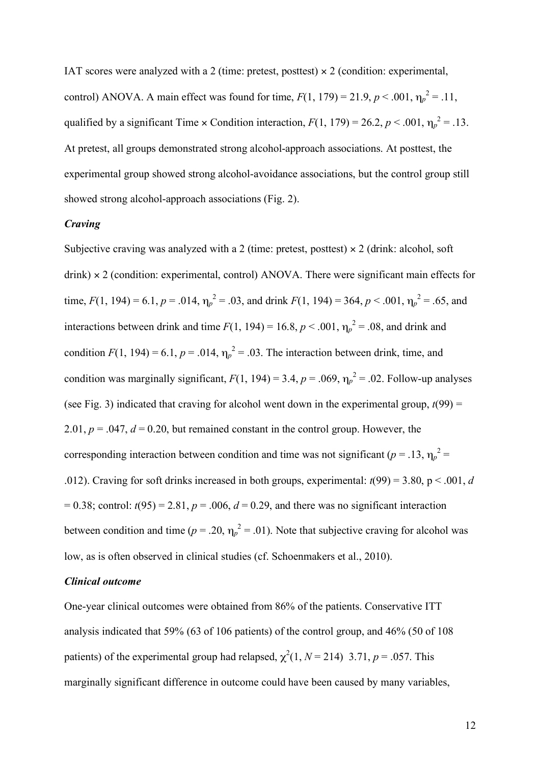IAT scores were analyzed with a 2 (time: pretest, posttest) × 2 (condition: experimental, control) ANOVA. A main effect was found for time, $F(1, 179) = 21.9$, $p < .001$, $\eta_p^2 = .11$, qualified by a significant Time × Condition interaction, $F(1, 179) = 26.2$, $p < .001$, $\eta_p^2 = .13$. At pretest, all groups demonstrated strong alcohol-approach associations. At posttest, the experimental group showed strong alcohol-avoidance associations, but the control group still showed strong alcohol-approach associations (Fig. 2).

### *Craving*

Subjective craving was analyzed with a 2 (time: pretest, posttest) × 2 (drink: alcohol, soft drink) × 2 (condition: experimental, control) ANOVA. There were significant main effects for time, $F(1, 194) = 6.1$, $p = .014$, $\eta_p^2 = .03$, and drink $F(1, 194) = 364$, $p < .001$, $\eta_p^2 = .65$, and interactions between drink and time $F(1, 194) = 16.8$, $p < .001$, $\eta_p^2 = .08$, and drink and condition $F(1, 194) = 6.1$, $p = .014$, $\eta_p^2 = .03$. The interaction between drink, time, and condition was marginally significant, $F(1, 194) = 3.4$, $p = .069$, $\eta_p^2 = .02$. Follow-up analyses (see Fig. 3) indicated that craving for alcohol went down in the experimental group, $t(99) = 2.01$, $p = .047$, $d = 0.20$, but remained constant in the control group. However, the corresponding interaction between condition and time was not significant ($p = .13$, $\eta_p^2 = .012$). Craving for soft drinks increased in both groups, experimental: $t(99) = 3.80$, $p < .001$, $d = 0.38$; control: $t(95) = 2.81$, $p = .006$, $d = 0.29$, and there was no significant interaction between condition and time ($p = .20$, $\eta_p^2 = .01$). Note that subjective craving for alcohol was low, as is often observed in clinical studies (cf. Schoenmakers et al., 2010).

### *Clinical outcome*

One-year clinical outcomes were obtained from 86% of the patients. Conservative ITT analysis indicated that 59% (63 of 106 patients) of the control group, and 46% (50 of 108 patients) of the experimental group had relapsed, $\chi^2(1, N = 214)$ 3.71, $p = .057$. This marginally significant difference in outcome could have been caused by many variables,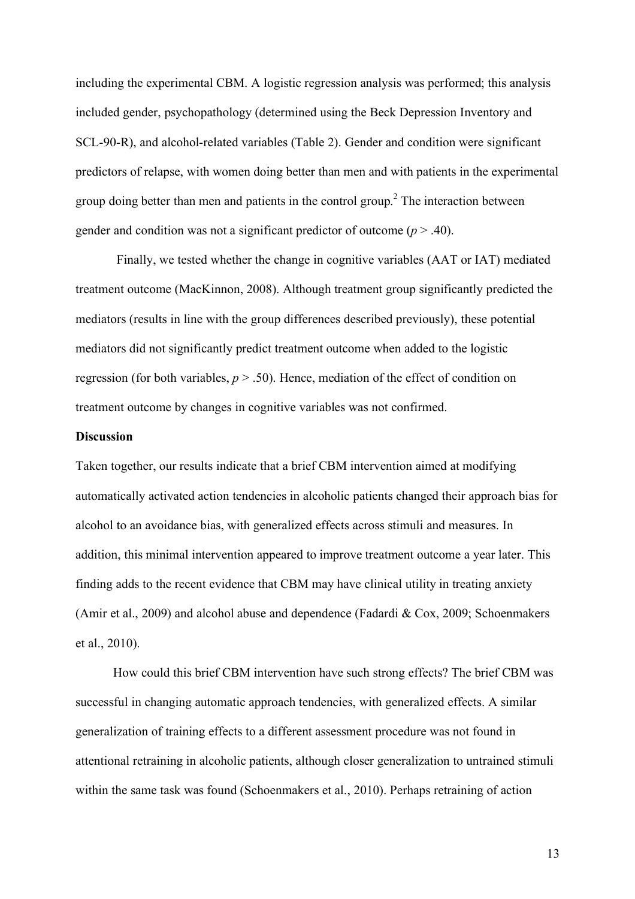including the experimental CBM. A logistic regression analysis was performed; this analysis included gender, psychopathology (determined using the Beck Depression Inventory and SCL-90-R), and alcohol-related variables (Table 2). Gender and condition were significant predictors of relapse, with women doing better than men and with patients in the experimental group doing better than men and patients in the control group.[2] The interaction between gender and condition was not a significant predictor of outcome ($p > .40$).

Finally, we tested whether the change in cognitive variables (AAT or IAT) mediated treatment outcome (MacKinnon, 2008). Although treatment group significantly predicted the mediators (results in line with the group differences described previously), these potential mediators did not significantly predict treatment outcome when added to the logistic regression (for both variables, $p > .50$). Hence, mediation of the effect of condition on treatment outcome by changes in cognitive variables was not confirmed.

## Discussion

Taken together, our results indicate that a brief CBM intervention aimed at modifying automatically activated action tendencies in alcoholic patients changed their approach bias for alcohol to an avoidance bias, with generalized effects across stimuli and measures. In addition, this minimal intervention appeared to improve treatment outcome a year later. This finding adds to the recent evidence that CBM may have clinical utility in treating anxiety (Amir et al., 2009) and alcohol abuse and dependence (Fadardi & Cox, 2009; Schoenmakers et al., 2010).

How could this brief CBM intervention have such strong effects? The brief CBM was successful in changing automatic approach tendencies, with generalized effects. A similar generalization of training effects to a different assessment procedure was not found in attentional retraining in alcoholic patients, although closer generalization to untrained stimuli within the same task was found (Schoenmakers et al., 2010). Perhaps retraining of action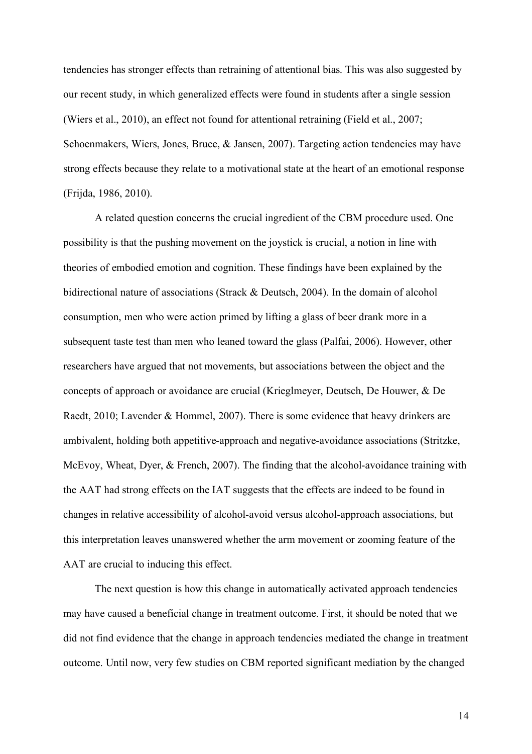tendencies has stronger effects than retraining of attentional bias. This was also suggested by our recent study, in which generalized effects were found in students after a single session (Wiers et al., 2010), an effect not found for attentional retraining (Field et al., 2007; Schoenmakers, Wiers, Jones, Bruce, & Jansen, 2007). Targeting action tendencies may have strong effects because they relate to a motivational state at the heart of an emotional response (Frijda, 1986, 2010).

A related question concerns the crucial ingredient of the CBM procedure used. One possibility is that the pushing movement on the joystick is crucial, a notion in line with theories of embodied emotion and cognition. These findings have been explained by the bidirectional nature of associations (Strack & Deutsch, 2004). In the domain of alcohol consumption, men who were action primed by lifting a glass of beer drank more in a subsequent taste test than men who leaned toward the glass (Palfai, 2006). However, other researchers have argued that not movements, but associations between the object and the concepts of approach or avoidance are crucial (Krieglmeyer, Deutsch, De Houwer, & De Raedt, 2010; Lavender & Hommel, 2007). There is some evidence that heavy drinkers are ambivalent, holding both appetitive-approach and negative-avoidance associations (Stritzke, McEvoy, Wheat, Dyer, & French, 2007). The finding that the alcohol-avoidance training with the AAT had strong effects on the IAT suggests that the effects are indeed to be found in changes in relative accessibility of alcohol-avoid versus alcohol-approach associations, but this interpretation leaves unanswered whether the arm movement or zooming feature of the AAT are crucial to inducing this effect.

The next question is how this change in automatically activated approach tendencies may have caused a beneficial change in treatment outcome. First, it should be noted that we did not find evidence that the change in approach tendencies mediated the change in treatment outcome. Until now, very few studies on CBM reported significant mediation by the changed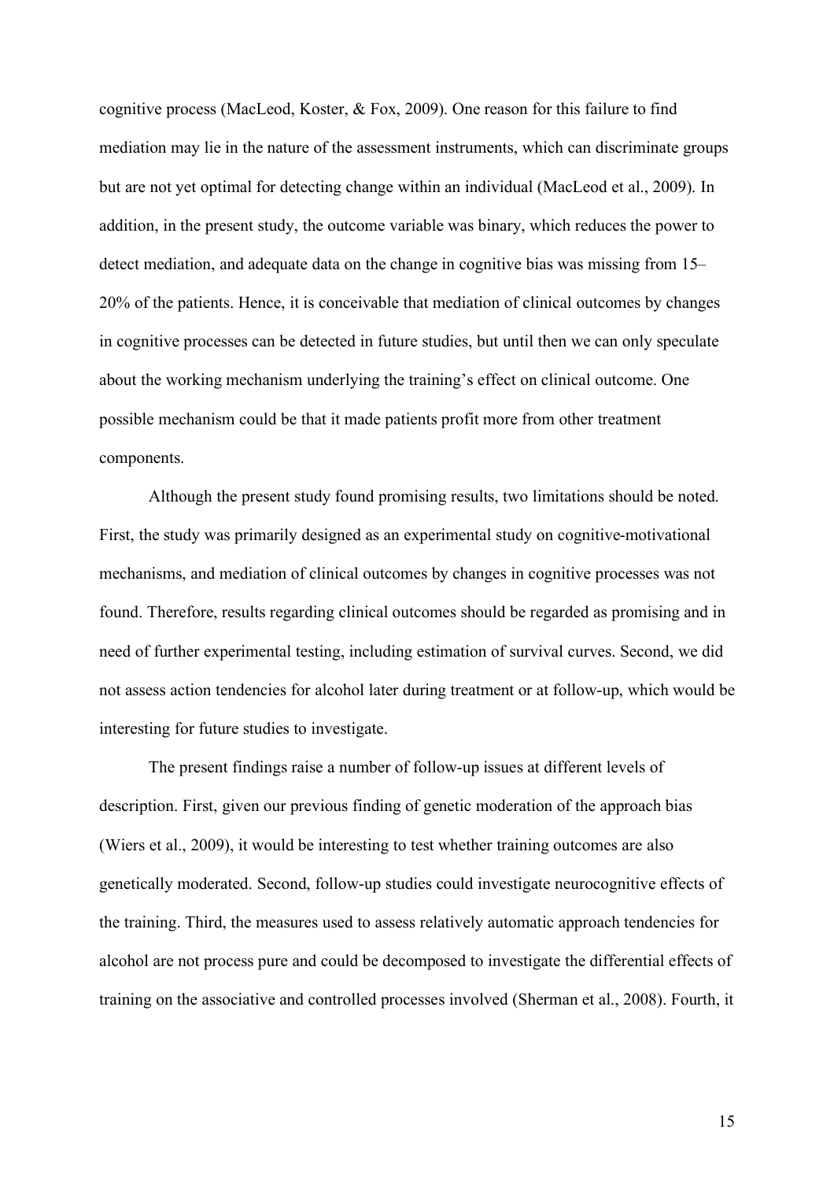cognitive process (MacLeod, Koster, & Fox, 2009). One reason for this failure to find mediation may lie in the nature of the assessment instruments, which can discriminate groups but are not yet optimal for detecting change within an individual (MacLeod et al., 2009). In addition, in the present study, the outcome variable was binary, which reduces the power to detect mediation, and adequate data on the change in cognitive bias was missing from 15–20% of the patients. Hence, it is conceivable that mediation of clinical outcomes by changes in cognitive processes can be detected in future studies, but until then we can only speculate about the working mechanism underlying the training's effect on clinical outcome. One possible mechanism could be that it made patients profit more from other treatment components.

Although the present study found promising results, two limitations should be noted. First, the study was primarily designed as an experimental study on cognitive-motivational mechanisms, and mediation of clinical outcomes by changes in cognitive processes was not found. Therefore, results regarding clinical outcomes should be regarded as promising and in need of further experimental testing, including estimation of survival curves. Second, we did not assess action tendencies for alcohol later during treatment or at follow-up, which would be interesting for future studies to investigate.

The present findings raise a number of follow-up issues at different levels of description. First, given our previous finding of genetic moderation of the approach bias (Wiers et al., 2009), it would be interesting to test whether training outcomes are also genetically moderated. Second, follow-up studies could investigate neurocognitive effects of the training. Third, the measures used to assess relatively automatic approach tendencies for alcohol are not process pure and could be decomposed to investigate the differential effects of training on the associative and controlled processes involved (Sherman et al., 2008). Fourth, it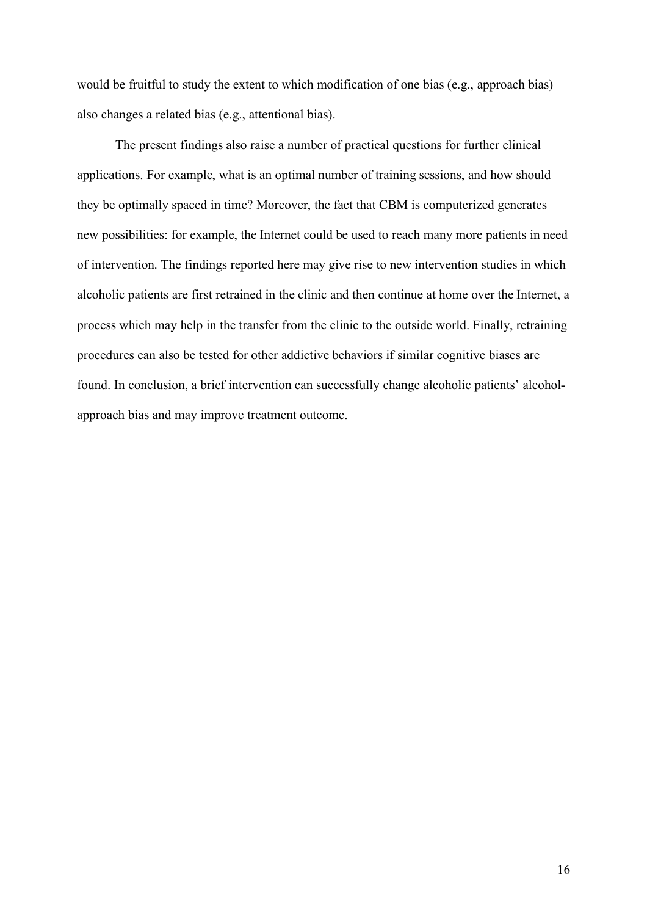would be fruitful to study the extent to which modification of one bias (e.g., approach bias) also changes a related bias (e.g., attentional bias).

The present findings also raise a number of practical questions for further clinical applications. For example, what is an optimal number of training sessions, and how should they be optimally spaced in time? Moreover, the fact that CBM is computerized generates new possibilities: for example, the Internet could be used to reach many more patients in need of intervention. The findings reported here may give rise to new intervention studies in which alcoholic patients are first retrained in the clinic and then continue at home over the Internet, a process which may help in the transfer from the clinic to the outside world. Finally, retraining procedures can also be tested for other addictive behaviors if similar cognitive biases are found. In conclusion, a brief intervention can successfully change alcoholic patients' alcohol-approach bias and may improve treatment outcome.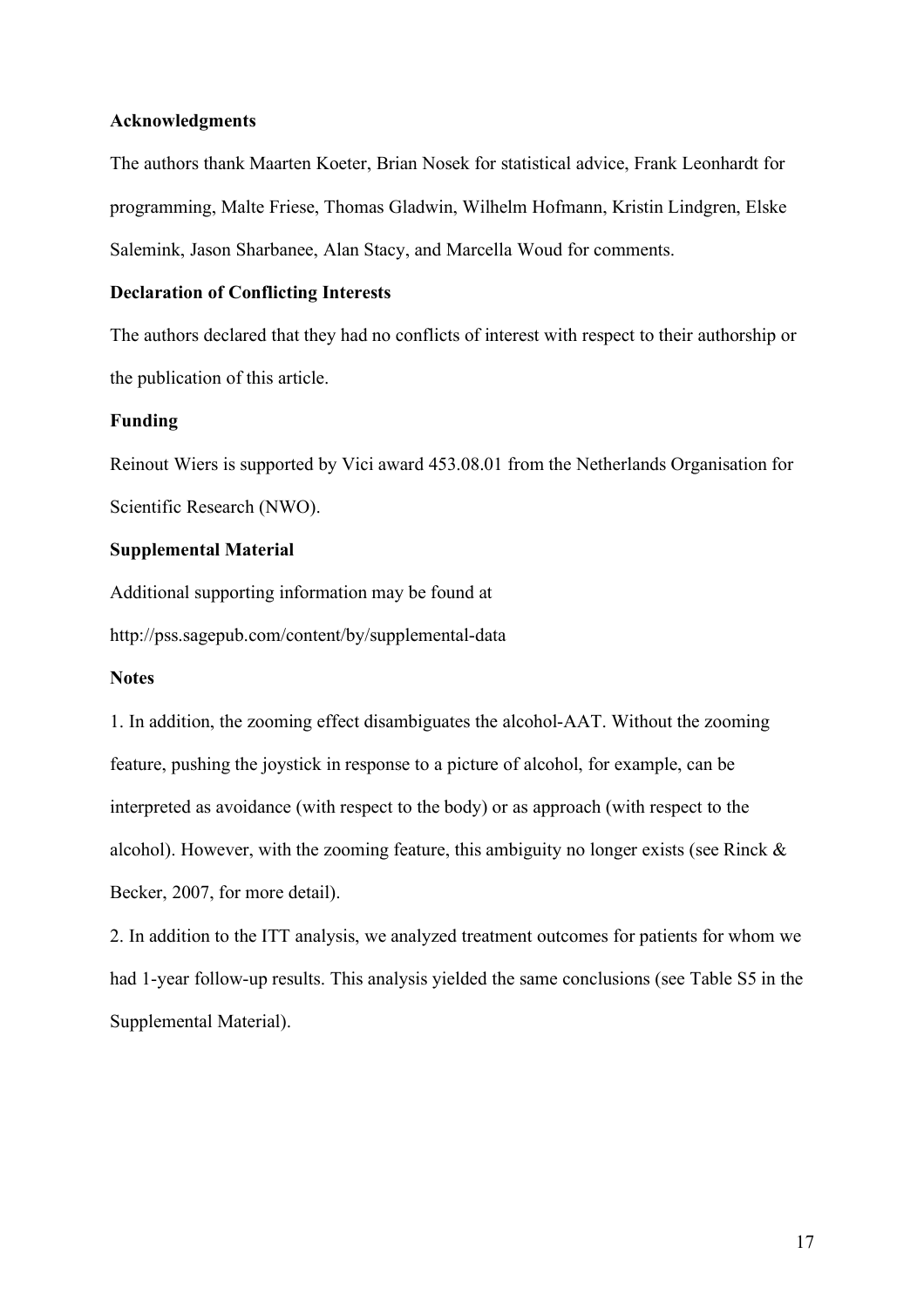**Acknowledgments**

The authors thank Maarten Koeter, Brian Nosek for statistical advice, Frank Leonhardt for programming, Malte Friese, Thomas Gladwin, Wilhelm Hofmann, Kristin Lindgren, Elske Salemink, Jason Sharbanee, Alan Stacy, and Marcella Woud for comments.

**Declaration of Conflicting Interests**

The authors declared that they had no conflicts of interest with respect to their authorship or the publication of this article.

**Funding**

Reinout Wiers is supported by Vici award 453.08.01 from the Netherlands Organisation for Scientific Research (NWO).

**Supplemental Material**

Additional supporting information may be found at

http://pss.sagepub.com/content/by/supplemental-data

**Notes**

1. In addition, the zooming effect disambiguates the alcohol-AAT. Without the zooming feature, pushing the joystick in response to a picture of alcohol, for example, can be interpreted as avoidance (with respect to the body) or as approach (with respect to the alcohol). However, with the zooming feature, this ambiguity no longer exists (see Rinck & Becker, 2007, for more detail).

2. In addition to the ITT analysis, we analyzed treatment outcomes for patients for whom we had 1-year follow-up results. This analysis yielded the same conclusions (see Table S5 in the Supplemental Material).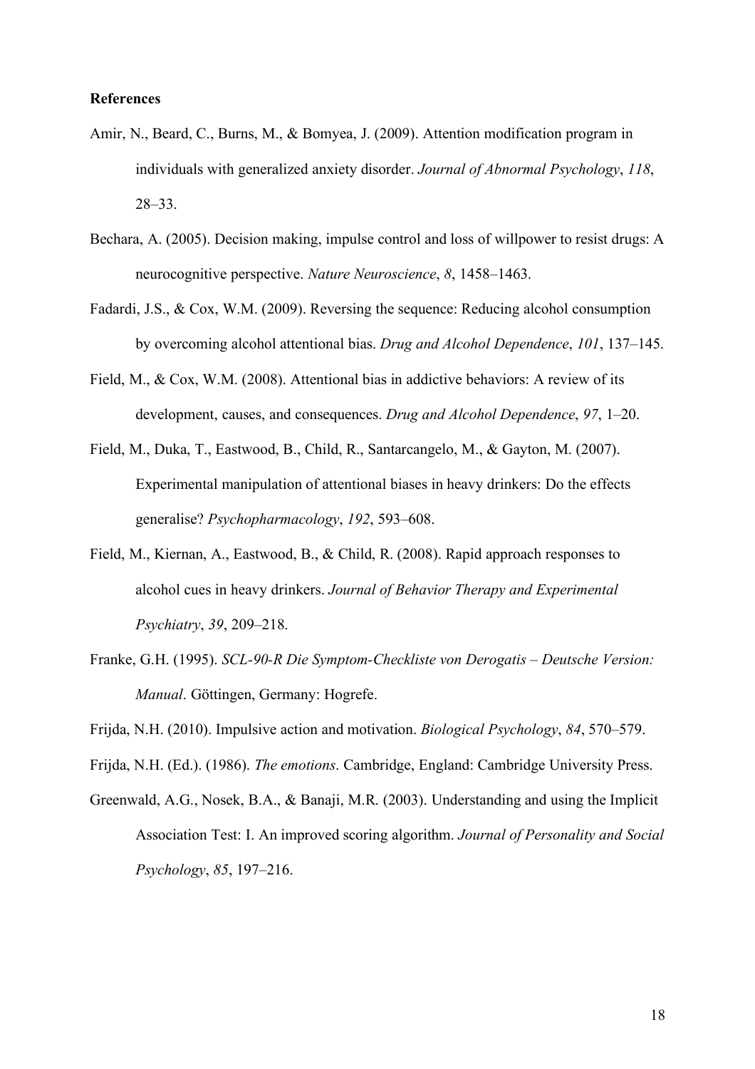**References**

Amir, N., Beard, C., Burns, M., & Bomyea, J. (2009). Attention modification program in individuals with generalized anxiety disorder. *Journal of Abnormal Psychology*, *118*, 28–33.

Bechara, A. (2005). Decision making, impulse control and loss of willpower to resist drugs: A neurocognitive perspective. *Nature Neuroscience*, *8*, 1458–1463.

Fadardi, J.S., & Cox, W.M. (2009). Reversing the sequence: Reducing alcohol consumption by overcoming alcohol attentional bias. *Drug and Alcohol Dependence*, *101*, 137–145.

Field, M., & Cox, W.M. (2008). Attentional bias in addictive behaviors: A review of its development, causes, and consequences. *Drug and Alcohol Dependence*, *97*, 1–20.

Field, M., Duka, T., Eastwood, B., Child, R., Santarcangelo, M., & Gayton, M. (2007). Experimental manipulation of attentional biases in heavy drinkers: Do the effects generalise? *Psychopharmacology*, *192*, 593–608.

Field, M., Kiernan, A., Eastwood, B., & Child, R. (2008). Rapid approach responses to alcohol cues in heavy drinkers. *Journal of Behavior Therapy and Experimental Psychiatry*, *39*, 209–218.

Franke, G.H. (1995). *SCL-90-R Die Symptom-Checkliste von Derogatis – Deutsche Version: Manual*. Göttingen, Germany: Hogrefe.

Frijda, N.H. (2010). Impulsive action and motivation. *Biological Psychology*, *84*, 570–579.

Frijda, N.H. (Ed.). (1986). *The emotions*. Cambridge, England: Cambridge University Press.

Greenwald, A.G., Nosek, B.A., & Banaji, M.R. (2003). Understanding and using the Implicit Association Test: I. An improved scoring algorithm. *Journal of Personality and Social Psychology*, *85*, 197–216.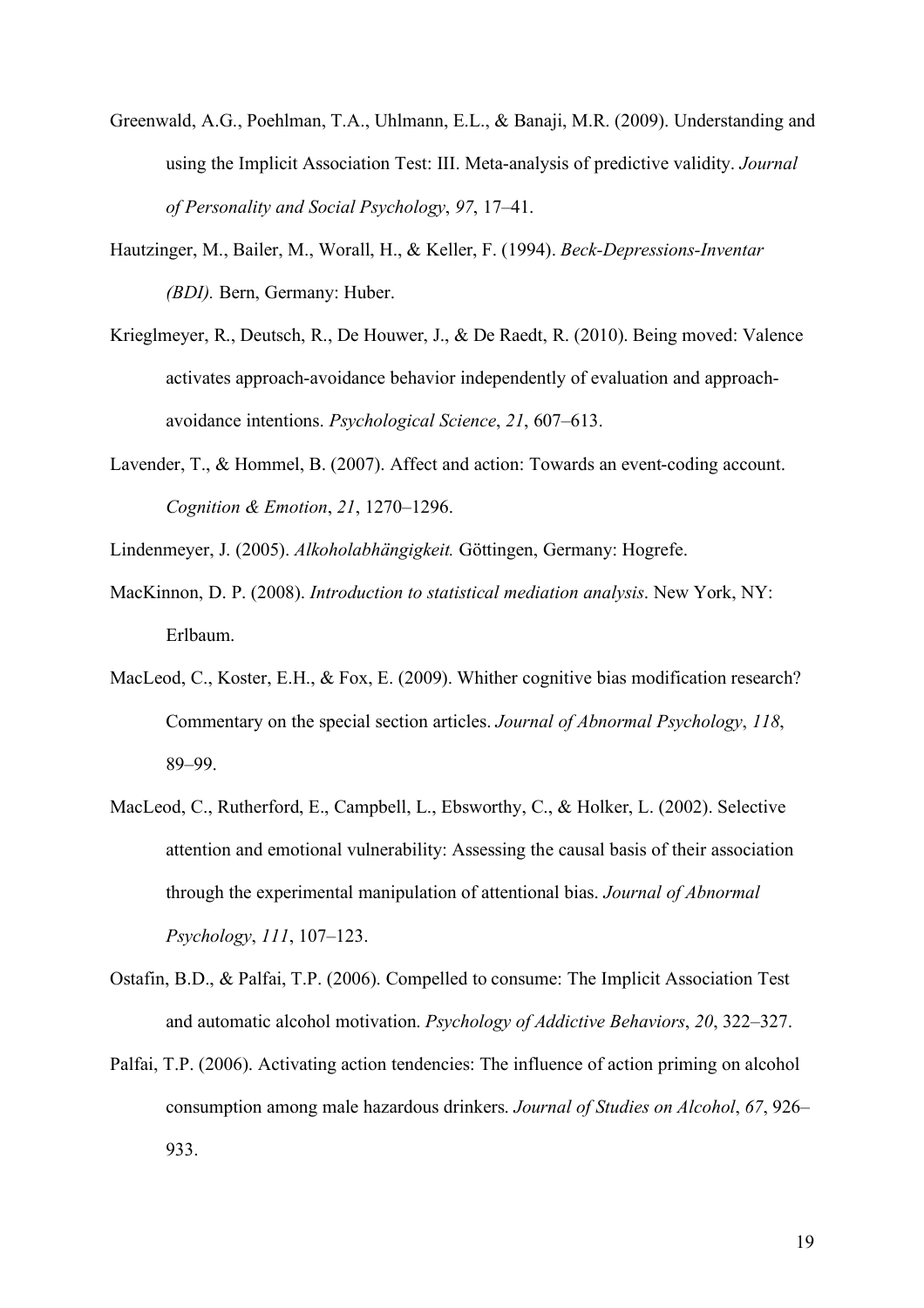Greenwald, A.G., Poehlman, T.A., Uhlmann, E.L., & Banaji, M.R. (2009). Understanding and using the Implicit Association Test: III. Meta-analysis of predictive validity. *Journal of Personality and Social Psychology*, *97*, 17–41.

Hautzinger, M., Bailer, M., Worall, H., & Keller, F. (1994). *Beck-Depressions-Inventar (BDI).* Bern, Germany: Huber.

Krieglmeyer, R., Deutsch, R., De Houwer, J., & De Raedt, R. (2010). Being moved: Valence activates approach-avoidance behavior independently of evaluation and approach-avoidance intentions. *Psychological Science*, *21*, 607–613.

Lavender, T., & Hommel, B. (2007). Affect and action: Towards an event-coding account. *Cognition & Emotion*, *21*, 1270–1296.

Lindenmeyer, J. (2005). *Alkoholabhängigkeit.* Göttingen, Germany: Hogrefe.

MacKinnon, D. P. (2008). *Introduction to statistical mediation analysis*. New York, NY: Erlbaum.

MacLeod, C., Koster, E.H., & Fox, E. (2009). Whither cognitive bias modification research? Commentary on the special section articles. *Journal of Abnormal Psychology*, *118*, 89–99.

MacLeod, C., Rutherford, E., Campbell, L., Ebsworthy, C., & Holker, L. (2002). Selective attention and emotional vulnerability: Assessing the causal basis of their association through the experimental manipulation of attentional bias. *Journal of Abnormal Psychology*, *111*, 107–123.

Ostafin, B.D., & Palfai, T.P. (2006). Compelled to consume: The Implicit Association Test and automatic alcohol motivation. *Psychology of Addictive Behaviors*, *20*, 322–327.

Palfai, T.P. (2006). Activating action tendencies: The influence of action priming on alcohol consumption among male hazardous drinkers. *Journal of Studies on Alcohol*, *67*, 926–933.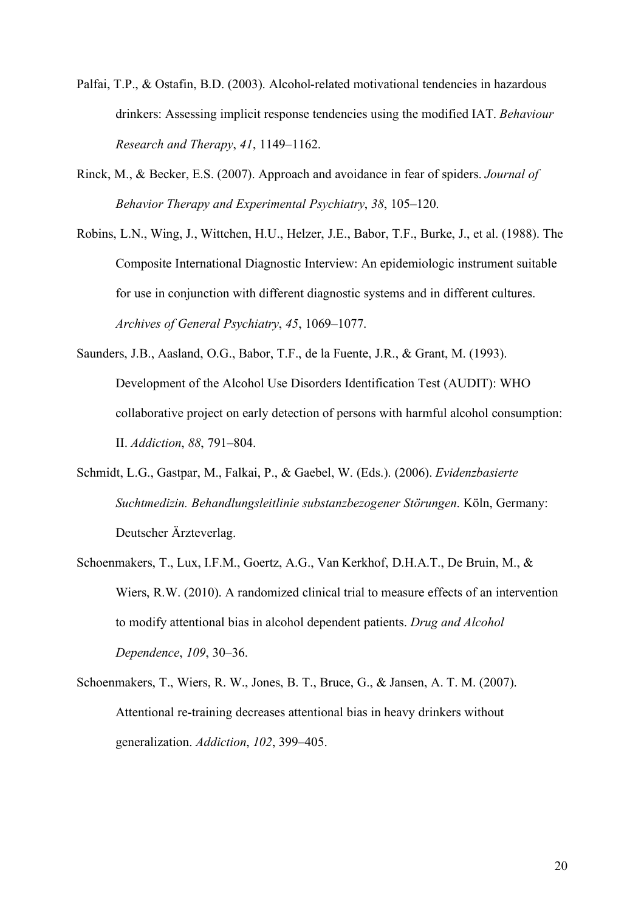Palfai, T.P., & Ostafin, B.D. (2003). Alcohol-related motivational tendencies in hazardous drinkers: Assessing implicit response tendencies using the modified IAT. *Behaviour Research and Therapy*, *41*, 1149–1162.

Rinck, M., & Becker, E.S. (2007). Approach and avoidance in fear of spiders. *Journal of Behavior Therapy and Experimental Psychiatry*, *38*, 105–120.

Robins, L.N., Wing, J., Wittchen, H.U., Helzer, J.E., Babor, T.F., Burke, J., et al. (1988). The Composite International Diagnostic Interview: An epidemiologic instrument suitable for use in conjunction with different diagnostic systems and in different cultures. *Archives of General Psychiatry*, *45*, 1069–1077.

Saunders, J.B., Aasland, O.G., Babor, T.F., de la Fuente, J.R., & Grant, M. (1993). Development of the Alcohol Use Disorders Identification Test (AUDIT): WHO collaborative project on early detection of persons with harmful alcohol consumption: II. *Addiction*, *88*, 791–804.

Schmidt, L.G., Gastpar, M., Falkai, P., & Gaebel, W. (Eds.). (2006). *Evidenzbasierte Suchtmedizin. Behandlungsleitlinie substanzbezogener Störungen*. Köln, Germany: Deutscher Ärzteverlag.

Schoenmakers, T., Lux, I.F.M., Goertz, A.G., Van Kerkhof, D.H.A.T., De Bruin, M., & Wiers, R.W. (2010). A randomized clinical trial to measure effects of an intervention to modify attentional bias in alcohol dependent patients. *Drug and Alcohol Dependence*, *109*, 30–36.

Schoenmakers, T., Wiers, R. W., Jones, B. T., Bruce, G., & Jansen, A. T. M. (2007). Attentional re-training decreases attentional bias in heavy drinkers without generalization. *Addiction*, *102*, 399–405.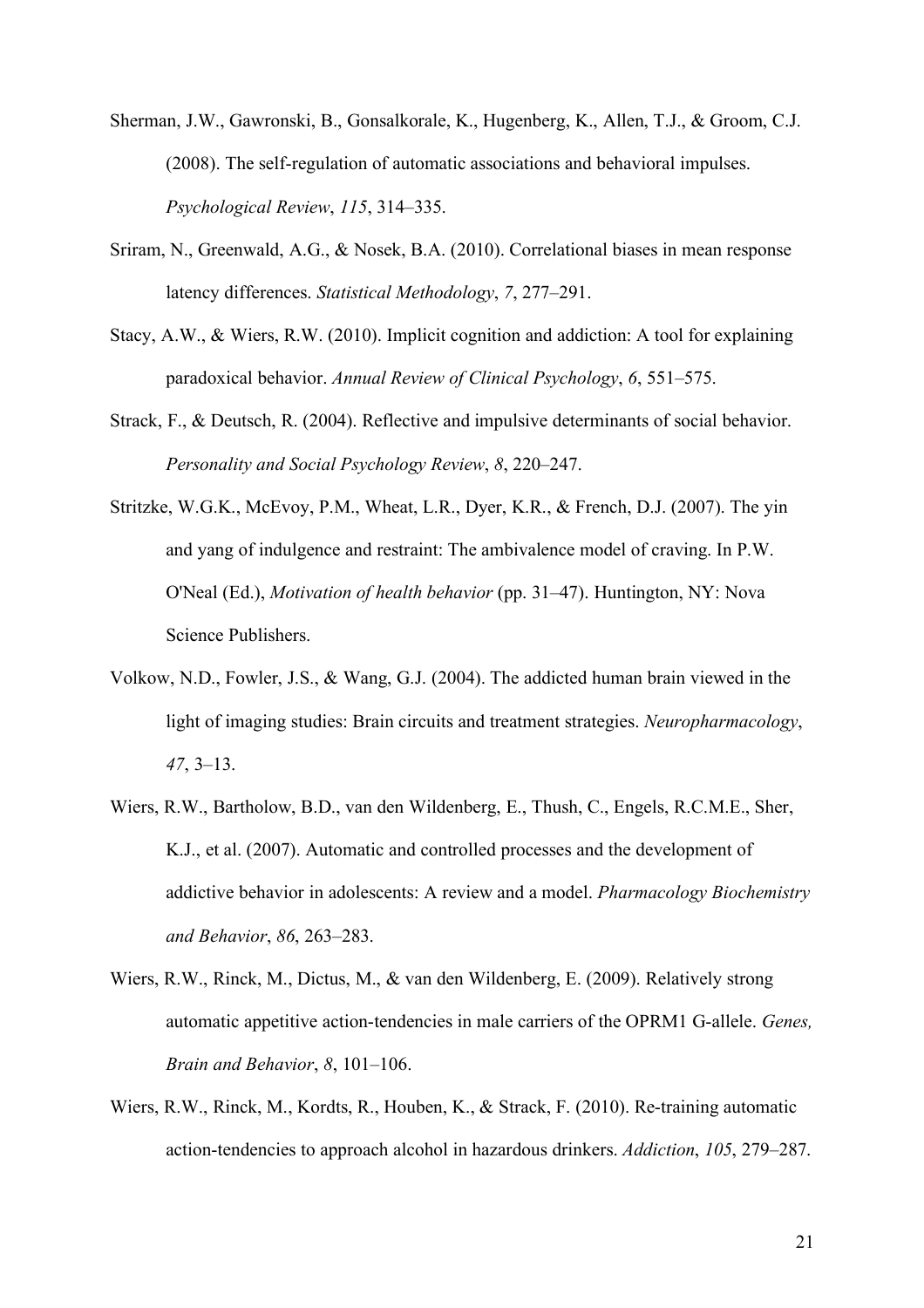Sherman, J.W., Gawronski, B., Gonsalkorale, K., Hugenberg, K., Allen, T.J., & Groom, C.J. (2008). The self-regulation of automatic associations and behavioral impulses. *Psychological Review*, *115*, 314–335.

Sriram, N., Greenwald, A.G., & Nosek, B.A. (2010). Correlational biases in mean response latency differences. *Statistical Methodology*, *7*, 277–291.

Stacy, A.W., & Wiers, R.W. (2010). Implicit cognition and addiction: A tool for explaining paradoxical behavior. *Annual Review of Clinical Psychology*, *6*, 551–575.

Strack, F., & Deutsch, R. (2004). Reflective and impulsive determinants of social behavior. *Personality and Social Psychology Review*, *8*, 220–247.

Stritzke, W.G.K., McEvoy, P.M., Wheat, L.R., Dyer, K.R., & French, D.J. (2007). The yin and yang of indulgence and restraint: The ambivalence model of craving. In P.W. O'Neal (Ed.), *Motivation of health behavior* (pp. 31–47). Huntington, NY: Nova Science Publishers.

Volkow, N.D., Fowler, J.S., & Wang, G.J. (2004). The addicted human brain viewed in the light of imaging studies: Brain circuits and treatment strategies. *Neuropharmacology*, *47*, 3–13.

Wiers, R.W., Bartholow, B.D., van den Wildenberg, E., Thush, C., Engels, R.C.M.E., Sher, K.J., et al. (2007). Automatic and controlled processes and the development of addictive behavior in adolescents: A review and a model. *Pharmacology Biochemistry and Behavior*, *86*, 263–283.

Wiers, R.W., Rinck, M., Dictus, M., & van den Wildenberg, E. (2009). Relatively strong automatic appetitive action-tendencies in male carriers of the OPRM1 G-allele. *Genes, Brain and Behavior*, *8*, 101–106.

Wiers, R.W., Rinck, M., Kordts, R., Houben, K., & Strack, F. (2010). Re-training automatic action-tendencies to approach alcohol in hazardous drinkers. *Addiction*, *105*, 279–287.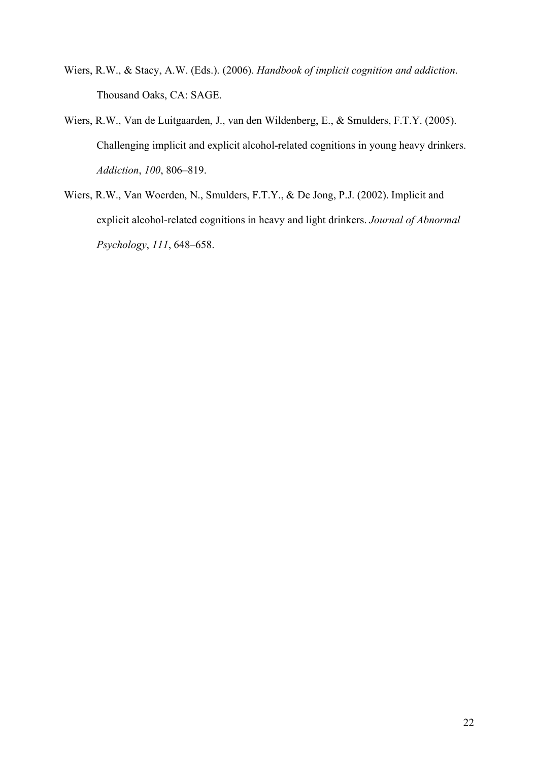Wiers, R.W., & Stacy, A.W. (Eds.). (2006). *Handbook of implicit cognition and addiction*. Thousand Oaks, CA: SAGE.

Wiers, R.W., Van de Luitgaarden, J., van den Wildenberg, E., & Smulders, F.T.Y. (2005). Challenging implicit and explicit alcohol-related cognitions in young heavy drinkers. *Addiction*, *100*, 806–819.

Wiers, R.W., Van Woerden, N., Smulders, F.T.Y., & De Jong, P.J. (2002). Implicit and explicit alcohol-related cognitions in heavy and light drinkers. *Journal of Abnormal Psychology*, *111*, 648–658.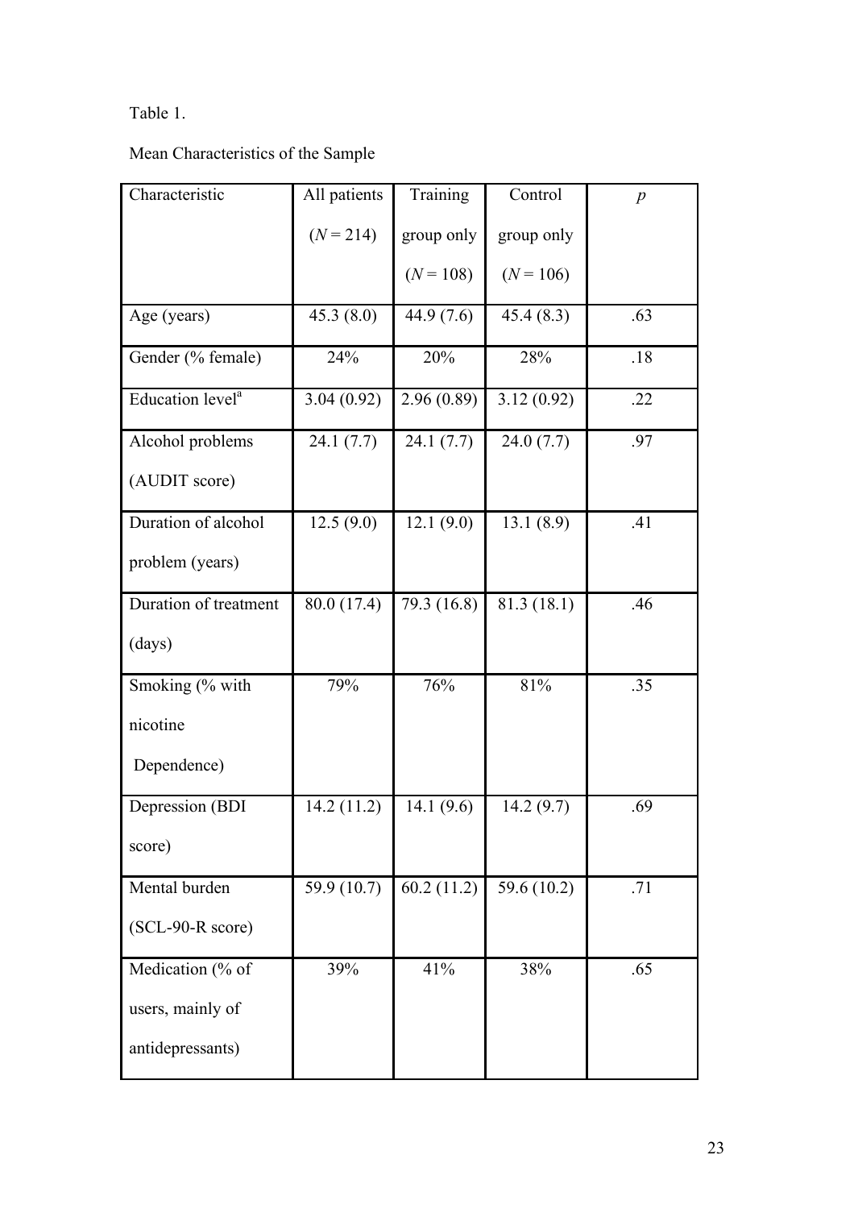Table 1.

Mean Characteristics of the Sample

| Characteristic | All patients ($N$ = 214) | Training group only ($N$ = 108) | Control group only ($N$ = 106) | $p$ |
|---|---|---|---|---|
| Age (years) | 45.3 (8.0) | 44.9 (7.6) | 45.4 (8.3) | .63 |
| Gender (% female) | 24% | 20% | 28% | .18 |
| Education level[a] | 3.04 (0.92) | 2.96 (0.89) | 3.12 (0.92) | .22 |
| Alcohol problems (AUDIT score) | 24.1 (7.7) | 24.1 (7.7) | 24.0 (7.7) | .97 |
| Duration of alcohol problem (years) | 12.5 (9.0) | 12.1 (9.0) | 13.1 (8.9) | .41 |
| Duration of treatment (days) | 80.0 (17.4) | 79.3 (16.8) | 81.3 (18.1) | .46 |
| Smoking (% with nicotine Dependence) | 79% | 76% | 81% | .35 |
| Depression (BDI score) | 14.2 (11.2) | 14.1 (9.6) | 14.2 (9.7) | .69 |
| Mental burden (SCL-90-R score) | 59.9 (10.7) | 60.2 (11.2) | 59.6 (10.2) | .71 |
| Medication (% of users, mainly of antidepressants) | 39% | 41% | 38% | .65 |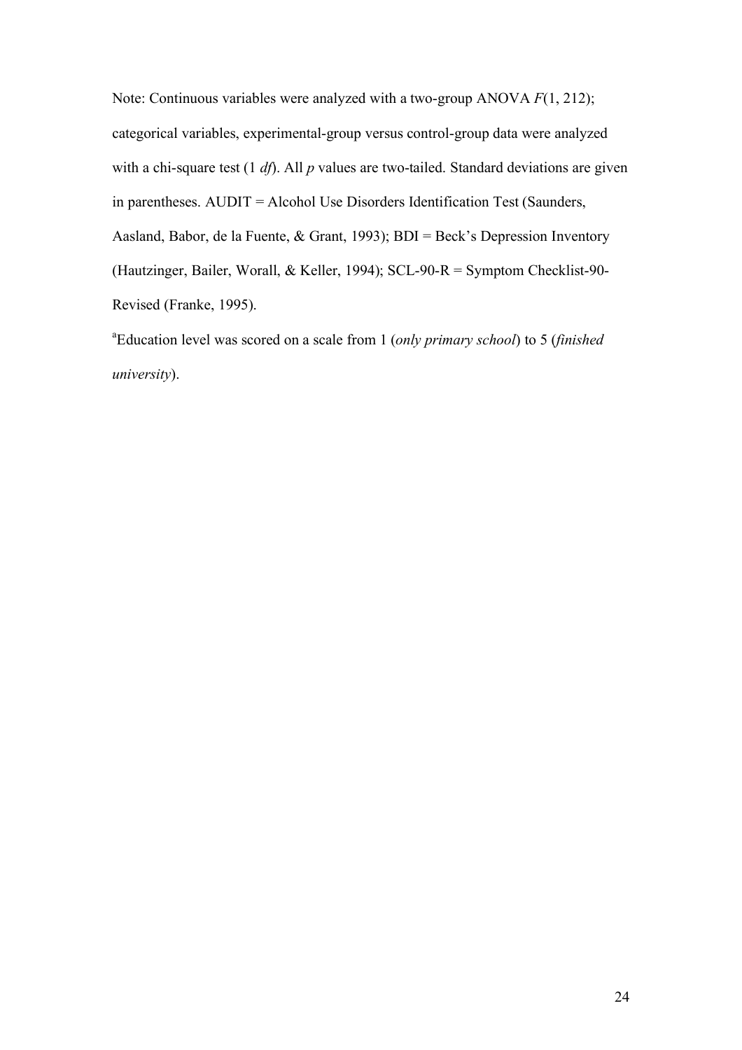Note: Continuous variables were analyzed with a two-group ANOVA $F(1, 212)$; categorical variables, experimental-group versus control-group data were analyzed with a chi-square test (1 *df*). All $p$ values are two-tailed. Standard deviations are given in parentheses. AUDIT = Alcohol Use Disorders Identification Test (Saunders, Aasland, Babor, de la Fuente, & Grant, 1993); BDI = Beck's Depression Inventory (Hautzinger, Bailer, Worall, & Keller, 1994); SCL-90-R = Symptom Checklist-90-Revised (Franke, 1995).

[a]Education level was scored on a scale from 1 (*only primary school*) to 5 (*finished university*).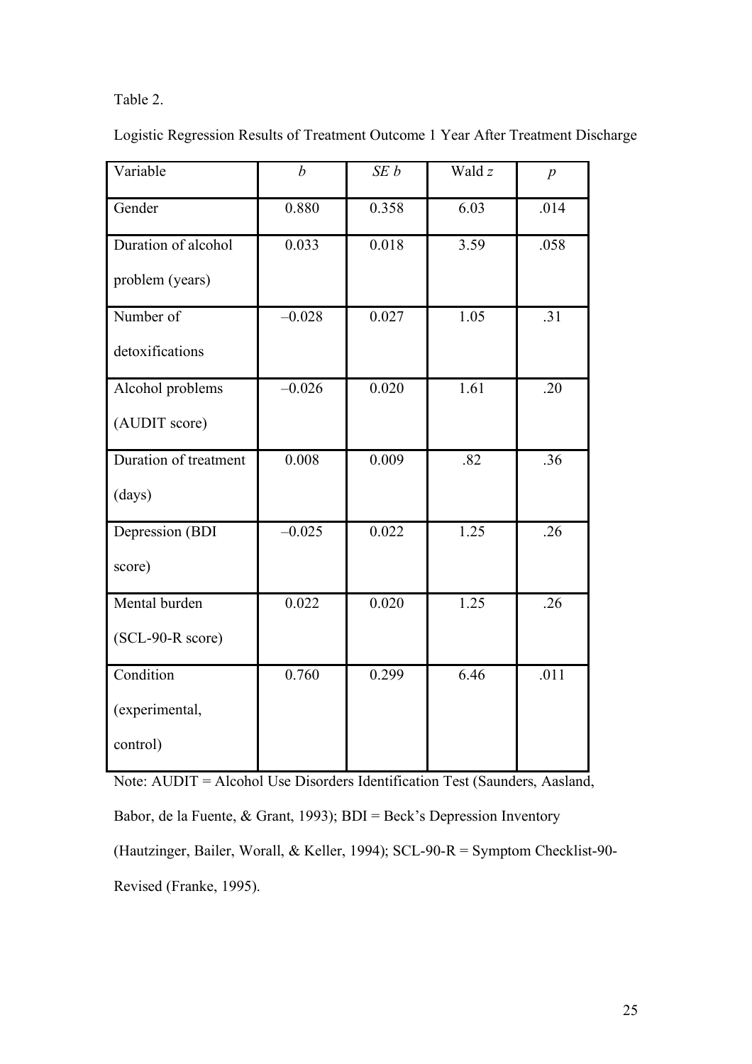Table 2.

Logistic Regression Results of Treatment Outcome 1 Year After Treatment Discharge

| Variable | *b* | *SE b* | Wald *z* | *p* |
|---|---|---|---|---|
| Gender | 0.880 | 0.358 | 6.03 | .014 |
| Duration of alcohol problem (years) | 0.033 | 0.018 | 3.59 | .058 |
| Number of detoxifications | –0.028 | 0.027 | 1.05 | .31 |
| Alcohol problems (AUDIT score) | –0.026 | 0.020 | 1.61 | .20 |
| Duration of treatment (days) | 0.008 | 0.009 | .82 | .36 |
| Depression (BDI score) | –0.025 | 0.022 | 1.25 | .26 |
| Mental burden (SCL-90-R score) | 0.022 | 0.020 | 1.25 | .26 |
| Condition (experimental, control) | 0.760 | 0.299 | 6.46 | .011 |

Note: AUDIT = Alcohol Use Disorders Identification Test (Saunders, Aasland, Babor, de la Fuente, & Grant, 1993); BDI = Beck's Depression Inventory (Hautzinger, Bailer, Worall, & Keller, 1994); SCL-90-R = Symptom Checklist-90-Revised (Franke, 1995).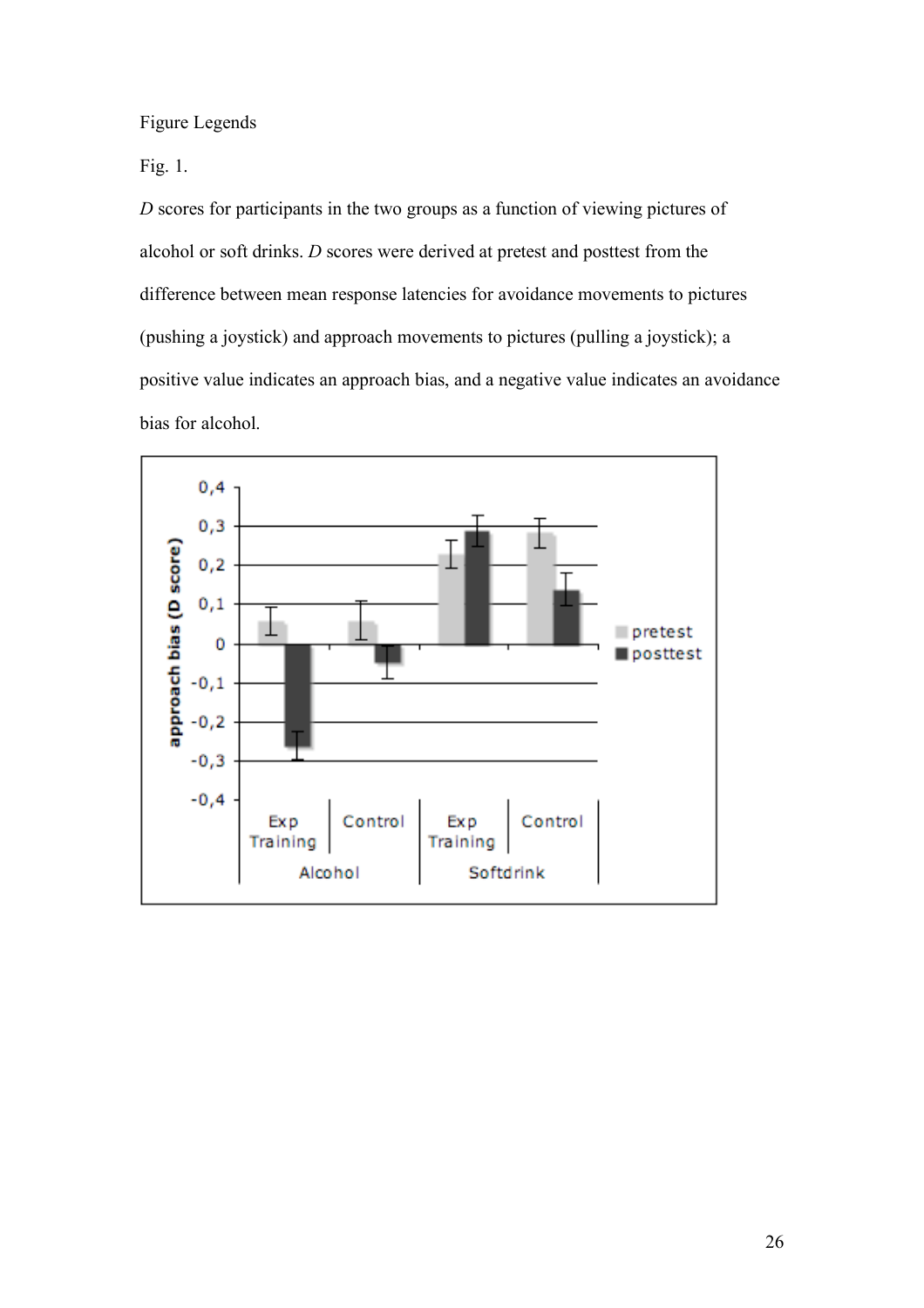Figure Legends

Fig. 1.

*D* scores for participants in the two groups as a function of viewing pictures of alcohol or soft drinks. *D* scores were derived at pretest and posttest from the difference between mean response latencies for avoidance movements to pictures (pushing a joystick) and approach movements to pictures (pulling a joystick); a positive value indicates an approach bias, and a negative value indicates an avoidance bias for alcohol.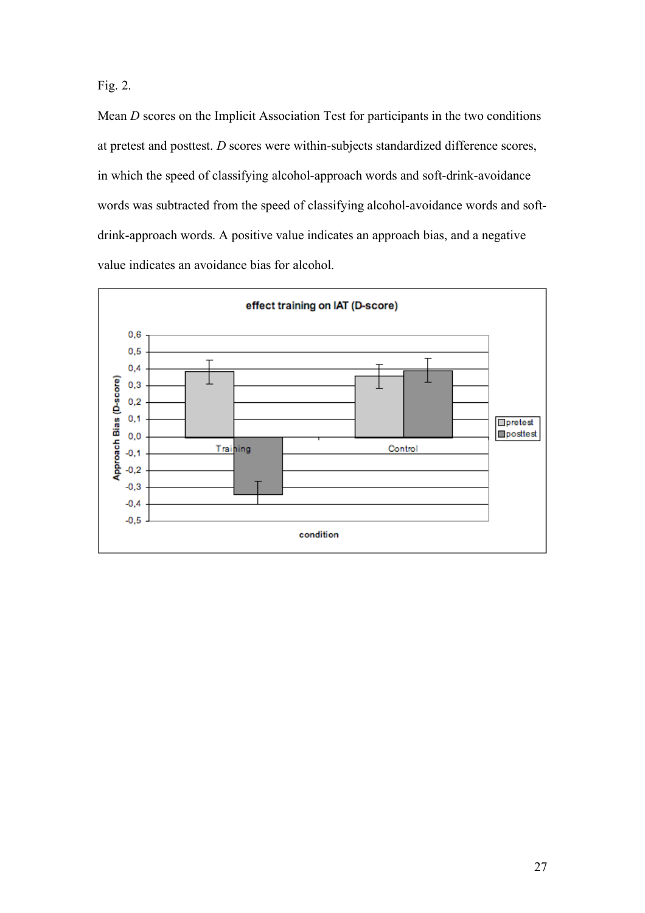Fig. 2.

Mean *D* scores on the Implicit Association Test for participants in the two conditions at pretest and posttest. *D* scores were within-subjects standardized difference scores, in which the speed of classifying alcohol-approach words and soft-drink-avoidance words was subtracted from the speed of classifying alcohol-avoidance words and soft-drink-approach words. A positive value indicates an approach bias, and a negative value indicates an avoidance bias for alcohol.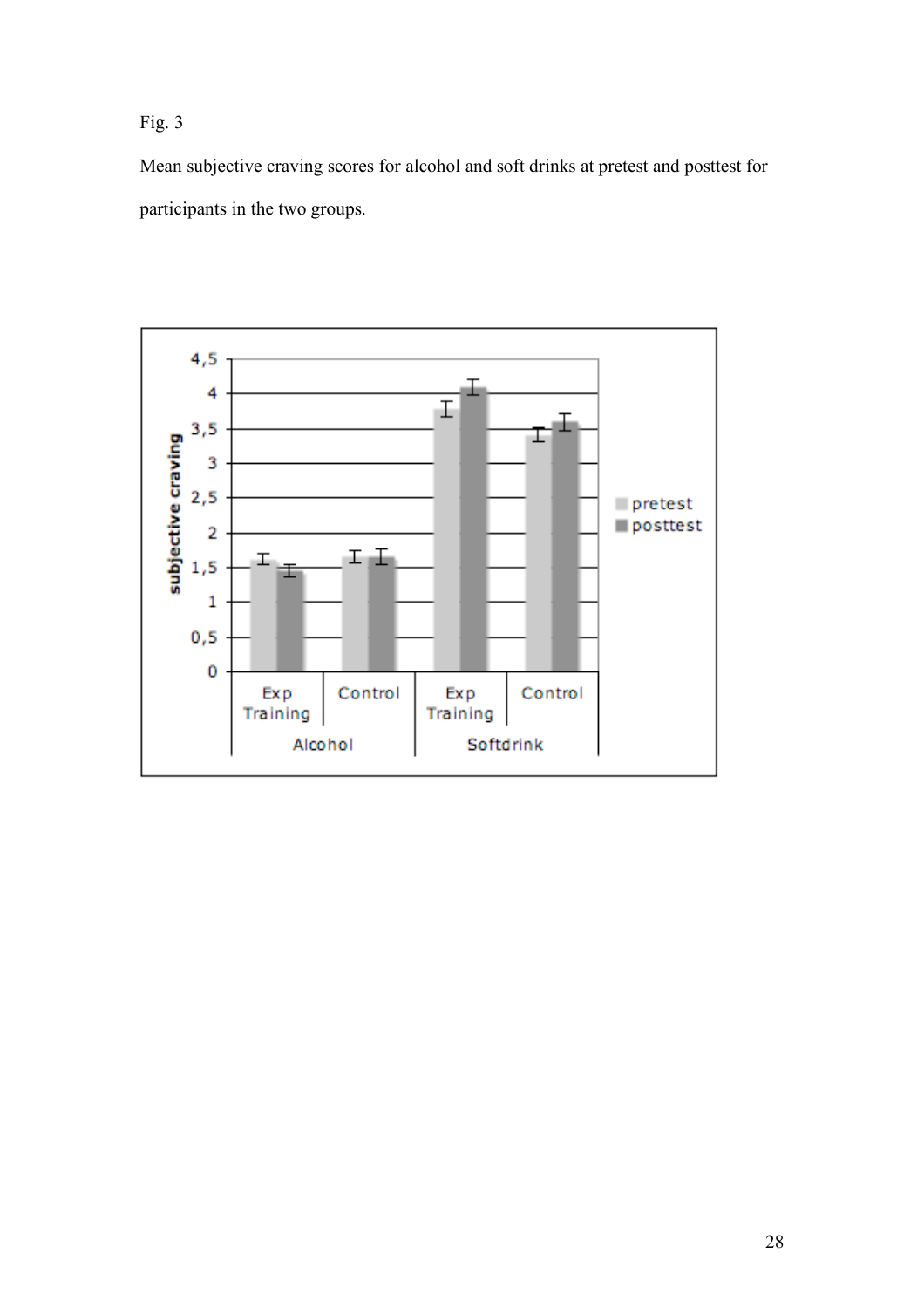Fig. 3

Mean subjective craving scores for alcohol and soft drinks at pretest and posttest for participants in the two groups.

subjective craving

4,5
4
3,5
3
2,5
2
1,5
1
0,5
0

Exp Training
Control
Exp Training
Control

Alcohol
Softdrink

pretest
posttest